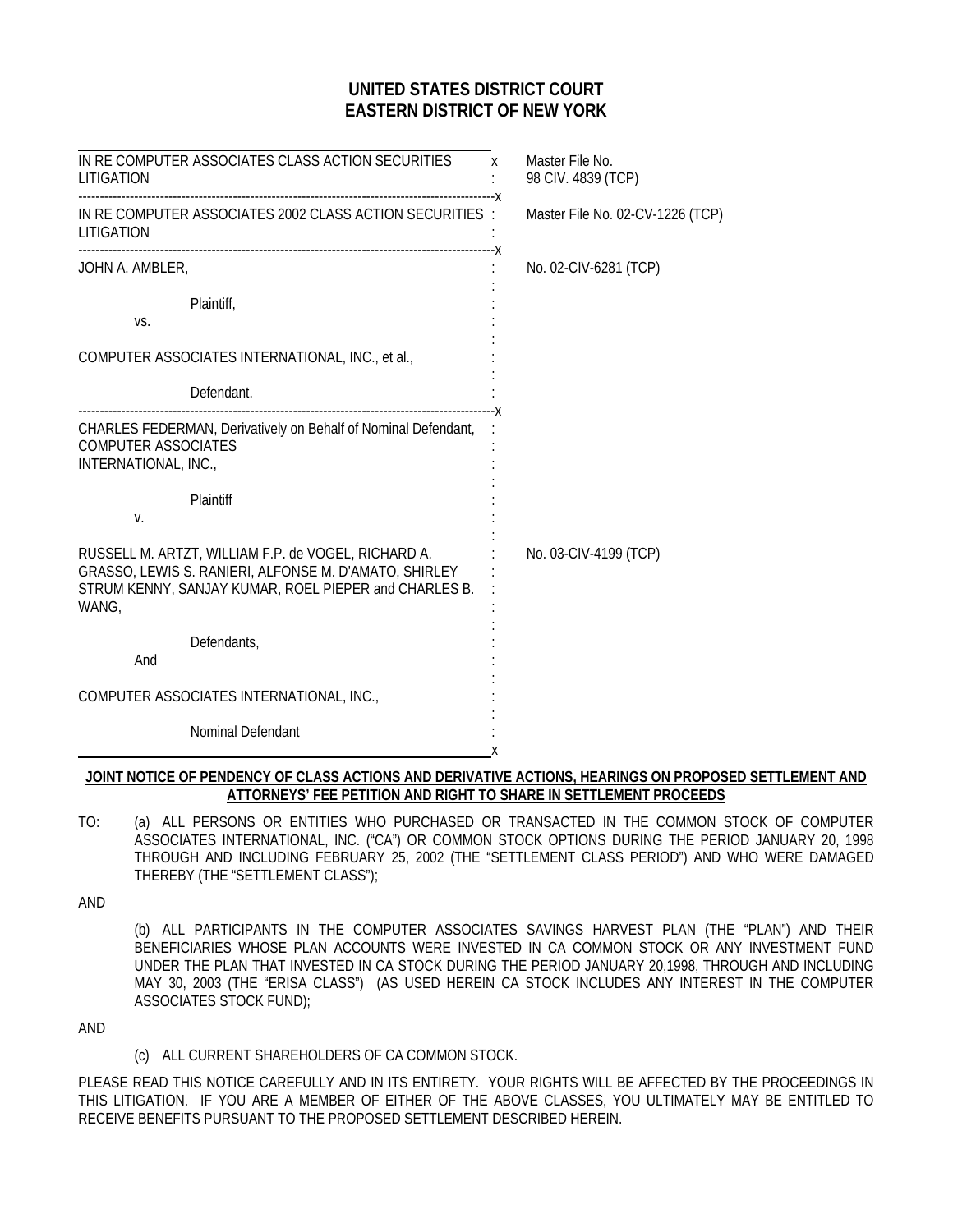# UNITED STATES DISTRICT COURT
# EASTERN DISTRICT OF NEW YORK

| | |
|---|---|
| IN RE COMPUTER ASSOCIATES CLASS ACTION SECURITIES LITIGATION | Master File No. 98 CIV. 4839 (TCP) |
| IN RE COMPUTER ASSOCIATES 2002 CLASS ACTION SECURITIES LITIGATION | Master File No. 02-CV-1226 (TCP) |
| JOHN A. AMBLER, Plaintiff, vs. COMPUTER ASSOCIATES INTERNATIONAL, INC., et al., Defendant. | No. 02-CIV-6281 (TCP) |
| CHARLES FEDERMAN, Derivatively on Behalf of Nominal Defendant, COMPUTER ASSOCIATES INTERNATIONAL, INC., Plaintiff v. RUSSELL M. ARTZT, WILLIAM F.P. de VOGEL, RICHARD A. GRASSO, LEWIS S. RANIERI, ALFONSE M. D'AMATO, SHIRLEY STRUM KENNY, SANJAY KUMAR, ROEL PIEPER and CHARLES B. WANG, Defendants, And COMPUTER ASSOCIATES INTERNATIONAL, INC., Nominal Defendant | No. 03-CIV-4199 (TCP) |

**JOINT NOTICE OF PENDENCY OF CLASS ACTIONS AND DERIVATIVE ACTIONS, HEARINGS ON PROPOSED SETTLEMENT AND ATTORNEYS' FEE PETITION AND RIGHT TO SHARE IN SETTLEMENT PROCEEDS**

TO: (a) ALL PERSONS OR ENTITIES WHO PURCHASED OR TRANSACTED IN THE COMMON STOCK OF COMPUTER ASSOCIATES INTERNATIONAL, INC. ("CA") OR COMMON STOCK OPTIONS DURING THE PERIOD JANUARY 20, 1998 THROUGH AND INCLUDING FEBRUARY 25, 2002 (THE "SETTLEMENT CLASS PERIOD") AND WHO WERE DAMAGED THEREBY (THE "SETTLEMENT CLASS");

AND

(b) ALL PARTICIPANTS IN THE COMPUTER ASSOCIATES SAVINGS HARVEST PLAN (THE "PLAN") AND THEIR BENEFICIARIES WHOSE PLAN ACCOUNTS WERE INVESTED IN CA COMMON STOCK OR ANY INVESTMENT FUND UNDER THE PLAN THAT INVESTED IN CA STOCK DURING THE PERIOD JANUARY 20,1998, THROUGH AND INCLUDING MAY 30, 2003 (THE "ERISA CLASS") (AS USED HEREIN CA STOCK INCLUDES ANY INTEREST IN THE COMPUTER ASSOCIATES STOCK FUND);

AND

(c) ALL CURRENT SHAREHOLDERS OF CA COMMON STOCK.

PLEASE READ THIS NOTICE CAREFULLY AND IN ITS ENTIRETY. YOUR RIGHTS WILL BE AFFECTED BY THE PROCEEDINGS IN THIS LITIGATION. IF YOU ARE A MEMBER OF EITHER OF THE ABOVE CLASSES, YOU ULTIMATELY MAY BE ENTITLED TO RECEIVE BENEFITS PURSUANT TO THE PROPOSED SETTLEMENT DESCRIBED HEREIN.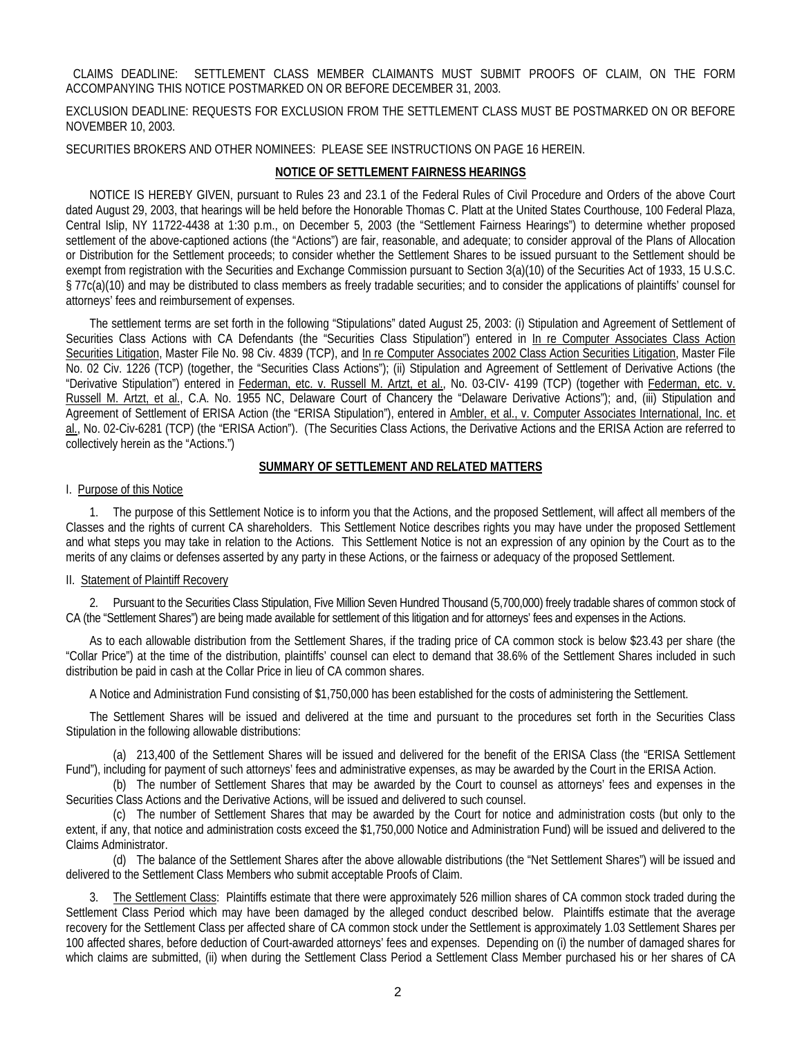CLAIMS DEADLINE: SETTLEMENT CLASS MEMBER CLAIMANTS MUST SUBMIT PROOFS OF CLAIM, ON THE FORM ACCOMPANYING THIS NOTICE POSTMARKED ON OR BEFORE DECEMBER 31, 2003.

EXCLUSION DEADLINE: REQUESTS FOR EXCLUSION FROM THE SETTLEMENT CLASS MUST BE POSTMARKED ON OR BEFORE NOVEMBER 10, 2003.

SECURITIES BROKERS AND OTHER NOMINEES: PLEASE SEE INSTRUCTIONS ON PAGE 16 HEREIN.

## NOTICE OF SETTLEMENT FAIRNESS HEARINGS

NOTICE IS HEREBY GIVEN, pursuant to Rules 23 and 23.1 of the Federal Rules of Civil Procedure and Orders of the above Court dated August 29, 2003, that hearings will be held before the Honorable Thomas C. Platt at the United States Courthouse, 100 Federal Plaza, Central Islip, NY 11722-4438 at 1:30 p.m., on December 5, 2003 (the "Settlement Fairness Hearings") to determine whether proposed settlement of the above-captioned actions (the "Actions") are fair, reasonable, and adequate; to consider approval of the Plans of Allocation or Distribution for the Settlement proceeds; to consider whether the Settlement Shares to be issued pursuant to the Settlement should be exempt from registration with the Securities and Exchange Commission pursuant to Section 3(a)(10) of the Securities Act of 1933, 15 U.S.C. § 77c(a)(10) and may be distributed to class members as freely tradable securities; and to consider the applications of plaintiffs' counsel for attorneys' fees and reimbursement of expenses.

The settlement terms are set forth in the following "Stipulations" dated August 25, 2003: (i) Stipulation and Agreement of Settlement of Securities Class Actions with CA Defendants (the "Securities Class Stipulation") entered in In re Computer Associates Class Action Securities Litigation, Master File No. 98 Civ. 4839 (TCP), and In re Computer Associates 2002 Class Action Securities Litigation, Master File No. 02 Civ. 1226 (TCP) (together, the "Securities Class Actions"); (ii) Stipulation and Agreement of Settlement of Derivative Actions (the "Derivative Stipulation") entered in Federman, etc. v. Russell M. Artzt, et al., No. 03-CIV- 4199 (TCP) (together with Federman, etc. v. Russell M. Artzt, et al., C.A. No. 1955 NC, Delaware Court of Chancery the "Delaware Derivative Actions"); and, (iii) Stipulation and Agreement of Settlement of ERISA Action (the "ERISA Stipulation"), entered in Ambler, et al., v. Computer Associates International, Inc. et al., No. 02-Civ-6281 (TCP) (the "ERISA Action"). (The Securities Class Actions, the Derivative Actions and the ERISA Action are referred to collectively herein as the "Actions.")

## SUMMARY OF SETTLEMENT AND RELATED MATTERS

### I. Purpose of this Notice

1. The purpose of this Settlement Notice is to inform you that the Actions, and the proposed Settlement, will affect all members of the Classes and the rights of current CA shareholders. This Settlement Notice describes rights you may have under the proposed Settlement and what steps you may take in relation to the Actions. This Settlement Notice is not an expression of any opinion by the Court as to the merits of any claims or defenses asserted by any party in these Actions, or the fairness or adequacy of the proposed Settlement.

### II. Statement of Plaintiff Recovery

2. Pursuant to the Securities Class Stipulation, Five Million Seven Hundred Thousand (5,700,000) freely tradable shares of common stock of CA (the "Settlement Shares") are being made available for settlement of this litigation and for attorneys' fees and expenses in the Actions.

As to each allowable distribution from the Settlement Shares, if the trading price of CA common stock is below $23.43 per share (the "Collar Price") at the time of the distribution, plaintiffs' counsel can elect to demand that 38.6% of the Settlement Shares included in such distribution be paid in cash at the Collar Price in lieu of CA common shares.

A Notice and Administration Fund consisting of $1,750,000 has been established for the costs of administering the Settlement.

The Settlement Shares will be issued and delivered at the time and pursuant to the procedures set forth in the Securities Class Stipulation in the following allowable distributions:

(a) 213,400 of the Settlement Shares will be issued and delivered for the benefit of the ERISA Class (the "ERISA Settlement Fund"), including for payment of such attorneys' fees and administrative expenses, as may be awarded by the Court in the ERISA Action.

(b) The number of Settlement Shares that may be awarded by the Court to counsel as attorneys' fees and expenses in the Securities Class Actions and the Derivative Actions, will be issued and delivered to such counsel.

(c) The number of Settlement Shares that may be awarded by the Court for notice and administration costs (but only to the extent, if any, that notice and administration costs exceed the $1,750,000 Notice and Administration Fund) will be issued and delivered to the Claims Administrator.

(d) The balance of the Settlement Shares after the above allowable distributions (the "Net Settlement Shares") will be issued and delivered to the Settlement Class Members who submit acceptable Proofs of Claim.

3. The Settlement Class: Plaintiffs estimate that there were approximately 526 million shares of CA common stock traded during the Settlement Class Period which may have been damaged by the alleged conduct described below. Plaintiffs estimate that the average recovery for the Settlement Class per affected share of CA common stock under the Settlement is approximately 1.03 Settlement Shares per 100 affected shares, before deduction of Court-awarded attorneys' fees and expenses. Depending on (i) the number of damaged shares for which claims are submitted, (ii) when during the Settlement Class Period a Settlement Class Member purchased his or her shares of CA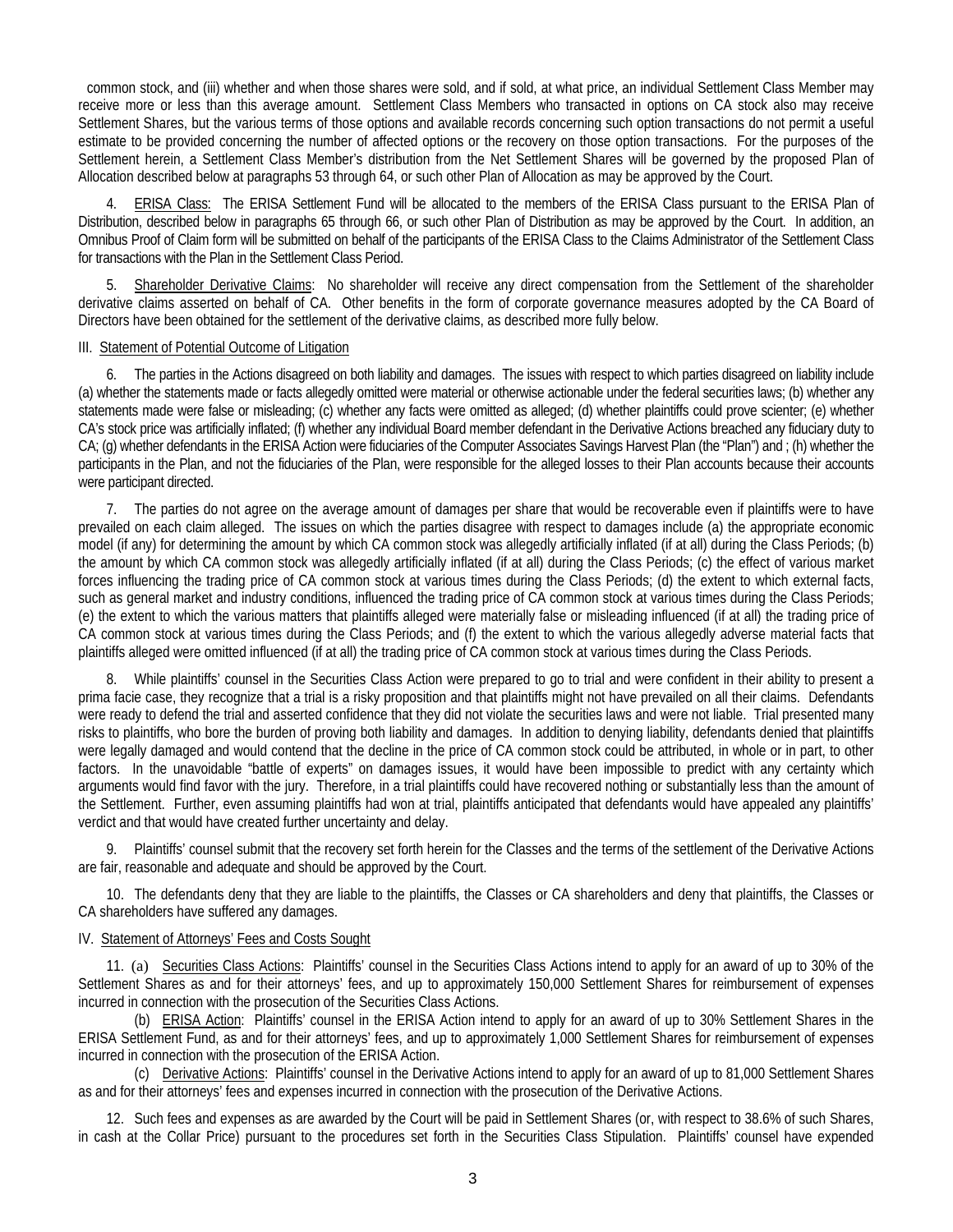common stock, and (iii) whether and when those shares were sold, and if sold, at what price, an individual Settlement Class Member may receive more or less than this average amount. Settlement Class Members who transacted in options on CA stock also may receive Settlement Shares, but the various terms of those options and available records concerning such option transactions do not permit a useful estimate to be provided concerning the number of affected options or the recovery on those option transactions. For the purposes of the Settlement herein, a Settlement Class Member's distribution from the Net Settlement Shares will be governed by the proposed Plan of Allocation described below at paragraphs 53 through 64, or such other Plan of Allocation as may be approved by the Court.

4. ERISA Class: The ERISA Settlement Fund will be allocated to the members of the ERISA Class pursuant to the ERISA Plan of Distribution, described below in paragraphs 65 through 66, or such other Plan of Distribution as may be approved by the Court. In addition, an Omnibus Proof of Claim form will be submitted on behalf of the participants of the ERISA Class to the Claims Administrator of the Settlement Class for transactions with the Plan in the Settlement Class Period.

5. Shareholder Derivative Claims: No shareholder will receive any direct compensation from the Settlement of the shareholder derivative claims asserted on behalf of CA. Other benefits in the form of corporate governance measures adopted by the CA Board of Directors have been obtained for the settlement of the derivative claims, as described more fully below.

## III. Statement of Potential Outcome of Litigation

6. The parties in the Actions disagreed on both liability and damages. The issues with respect to which parties disagreed on liability include (a) whether the statements made or facts allegedly omitted were material or otherwise actionable under the federal securities laws; (b) whether any statements made were false or misleading; (c) whether any facts were omitted as alleged; (d) whether plaintiffs could prove scienter; (e) whether CA's stock price was artificially inflated; (f) whether any individual Board member defendant in the Derivative Actions breached any fiduciary duty to CA; (g) whether defendants in the ERISA Action were fiduciaries of the Computer Associates Savings Harvest Plan (the "Plan") and ; (h) whether the participants in the Plan, and not the fiduciaries of the Plan, were responsible for the alleged losses to their Plan accounts because their accounts were participant directed.

7. The parties do not agree on the average amount of damages per share that would be recoverable even if plaintiffs were to have prevailed on each claim alleged. The issues on which the parties disagree with respect to damages include (a) the appropriate economic model (if any) for determining the amount by which CA common stock was allegedly artificially inflated (if at all) during the Class Periods; (b) the amount by which CA common stock was allegedly artificially inflated (if at all) during the Class Periods; (c) the effect of various market forces influencing the trading price of CA common stock at various times during the Class Periods; (d) the extent to which external facts, such as general market and industry conditions, influenced the trading price of CA common stock at various times during the Class Periods; (e) the extent to which the various matters that plaintiffs alleged were materially false or misleading influenced (if at all) the trading price of CA common stock at various times during the Class Periods; and (f) the extent to which the various allegedly adverse material facts that plaintiffs alleged were omitted influenced (if at all) the trading price of CA common stock at various times during the Class Periods.

8. While plaintiffs' counsel in the Securities Class Action were prepared to go to trial and were confident in their ability to present a prima facie case, they recognize that a trial is a risky proposition and that plaintiffs might not have prevailed on all their claims. Defendants were ready to defend the trial and asserted confidence that they did not violate the securities laws and were not liable. Trial presented many risks to plaintiffs, who bore the burden of proving both liability and damages. In addition to denying liability, defendants denied that plaintiffs were legally damaged and would contend that the decline in the price of CA common stock could be attributed, in whole or in part, to other factors. In the unavoidable "battle of experts" on damages issues, it would have been impossible to predict with any certainty which arguments would find favor with the jury. Therefore, in a trial plaintiffs could have recovered nothing or substantially less than the amount of the Settlement. Further, even assuming plaintiffs had won at trial, plaintiffs anticipated that defendants would have appealed any plaintiffs' verdict and that would have created further uncertainty and delay.

9. Plaintiffs' counsel submit that the recovery set forth herein for the Classes and the terms of the settlement of the Derivative Actions are fair, reasonable and adequate and should be approved by the Court.

10. The defendants deny that they are liable to the plaintiffs, the Classes or CA shareholders and deny that plaintiffs, the Classes or CA shareholders have suffered any damages.

## IV. Statement of Attorneys' Fees and Costs Sought

11. (a) Securities Class Actions: Plaintiffs' counsel in the Securities Class Actions intend to apply for an award of up to 30% of the Settlement Shares as and for their attorneys' fees, and up to approximately 150,000 Settlement Shares for reimbursement of expenses incurred in connection with the prosecution of the Securities Class Actions.

(b) ERISA Action: Plaintiffs' counsel in the ERISA Action intend to apply for an award of up to 30% Settlement Shares in the ERISA Settlement Fund, as and for their attorneys' fees, and up to approximately 1,000 Settlement Shares for reimbursement of expenses incurred in connection with the prosecution of the ERISA Action.

(c) Derivative Actions: Plaintiffs' counsel in the Derivative Actions intend to apply for an award of up to 81,000 Settlement Shares as and for their attorneys' fees and expenses incurred in connection with the prosecution of the Derivative Actions.

12. Such fees and expenses as are awarded by the Court will be paid in Settlement Shares (or, with respect to 38.6% of such Shares, in cash at the Collar Price) pursuant to the procedures set forth in the Securities Class Stipulation. Plaintiffs' counsel have expended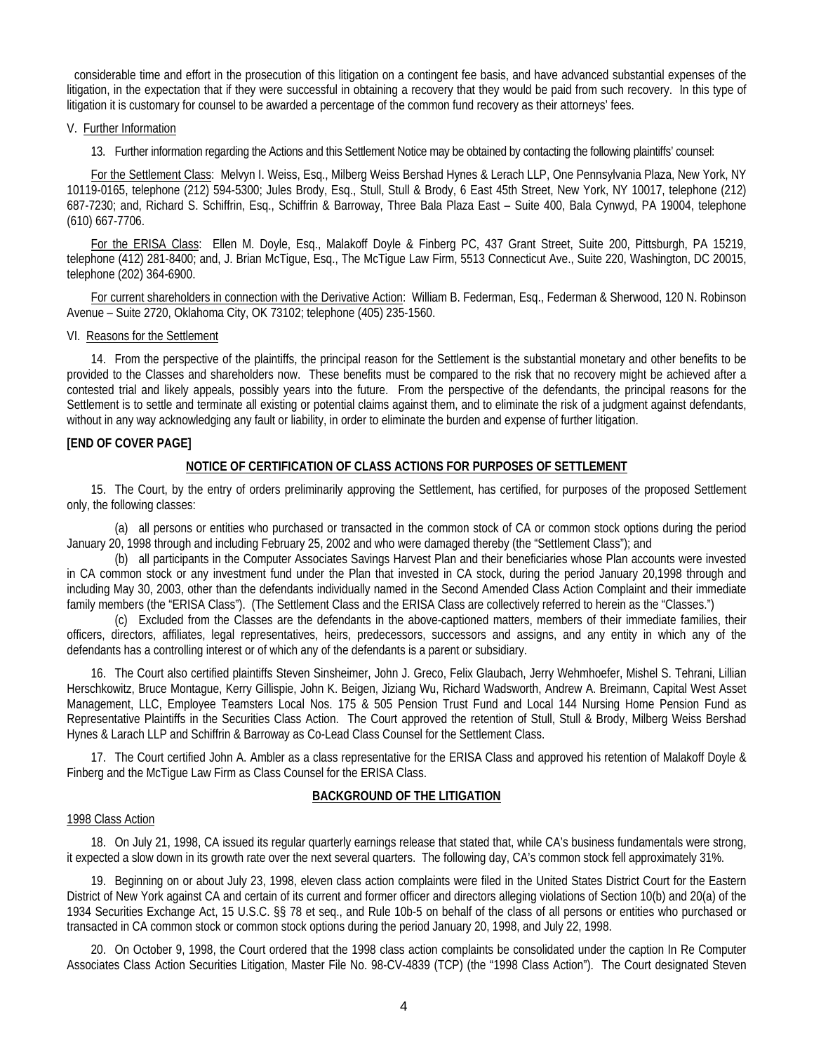considerable time and effort in the prosecution of this litigation on a contingent fee basis, and have advanced substantial expenses of the litigation, in the expectation that if they were successful in obtaining a recovery that they would be paid from such recovery. In this type of litigation it is customary for counsel to be awarded a percentage of the common fund recovery as their attorneys' fees.

V. Further Information

13. Further information regarding the Actions and this Settlement Notice may be obtained by contacting the following plaintiffs' counsel:

For the Settlement Class: Melvyn I. Weiss, Esq., Milberg Weiss Bershad Hynes & Lerach LLP, One Pennsylvania Plaza, New York, NY 10119-0165, telephone (212) 594-5300; Jules Brody, Esq., Stull, Stull & Brody, 6 East 45th Street, New York, NY 10017, telephone (212) 687-7230; and, Richard S. Schiffrin, Esq., Schiffrin & Barroway, Three Bala Plaza East – Suite 400, Bala Cynwyd, PA 19004, telephone (610) 667-7706.

For the ERISA Class: Ellen M. Doyle, Esq., Malakoff Doyle & Finberg PC, 437 Grant Street, Suite 200, Pittsburgh, PA 15219, telephone (412) 281-8400; and, J. Brian McTigue, Esq., The McTigue Law Firm, 5513 Connecticut Ave., Suite 220, Washington, DC 20015, telephone (202) 364-6900.

For current shareholders in connection with the Derivative Action: William B. Federman, Esq., Federman & Sherwood, 120 N. Robinson Avenue – Suite 2720, Oklahoma City, OK 73102; telephone (405) 235-1560.

VI. Reasons for the Settlement

14. From the perspective of the plaintiffs, the principal reason for the Settlement is the substantial monetary and other benefits to be provided to the Classes and shareholders now. These benefits must be compared to the risk that no recovery might be achieved after a contested trial and likely appeals, possibly years into the future. From the perspective of the defendants, the principal reasons for the Settlement is to settle and terminate all existing or potential claims against them, and to eliminate the risk of a judgment against defendants, without in any way acknowledging any fault or liability, in order to eliminate the burden and expense of further litigation.

**[END OF COVER PAGE]**

## NOTICE OF CERTIFICATION OF CLASS ACTIONS FOR PURPOSES OF SETTLEMENT

15. The Court, by the entry of orders preliminarily approving the Settlement, has certified, for purposes of the proposed Settlement only, the following classes:

(a) all persons or entities who purchased or transacted in the common stock of CA or common stock options during the period January 20, 1998 through and including February 25, 2002 and who were damaged thereby (the "Settlement Class"); and

(b) all participants in the Computer Associates Savings Harvest Plan and their beneficiaries whose Plan accounts were invested in CA common stock or any investment fund under the Plan that invested in CA stock, during the period January 20,1998 through and including May 30, 2003, other than the defendants individually named in the Second Amended Class Action Complaint and their immediate family members (the "ERISA Class"). (The Settlement Class and the ERISA Class are collectively referred to herein as the "Classes.")

(c) Excluded from the Classes are the defendants in the above-captioned matters, members of their immediate families, their officers, directors, affiliates, legal representatives, heirs, predecessors, successors and assigns, and any entity in which any of the defendants has a controlling interest or of which any of the defendants is a parent or subsidiary.

16. The Court also certified plaintiffs Steven Sinsheimer, John J. Greco, Felix Glaubach, Jerry Wehmhoefer, Mishel S. Tehrani, Lillian Herschkowitz, Bruce Montague, Kerry Gillispie, John K. Beigen, Jiziang Wu, Richard Wadsworth, Andrew A. Breimann, Capital West Asset Management, LLC, Employee Teamsters Local Nos. 175 & 505 Pension Trust Fund and Local 144 Nursing Home Pension Fund as Representative Plaintiffs in the Securities Class Action. The Court approved the retention of Stull, Stull & Brody, Milberg Weiss Bershad Hynes & Larach LLP and Schiffrin & Barroway as Co-Lead Class Counsel for the Settlement Class.

17. The Court certified John A. Ambler as a class representative for the ERISA Class and approved his retention of Malakoff Doyle & Finberg and the McTigue Law Firm as Class Counsel for the ERISA Class.

## BACKGROUND OF THE LITIGATION

1998 Class Action

18. On July 21, 1998, CA issued its regular quarterly earnings release that stated that, while CA's business fundamentals were strong, it expected a slow down in its growth rate over the next several quarters. The following day, CA's common stock fell approximately 31%.

19. Beginning on or about July 23, 1998, eleven class action complaints were filed in the United States District Court for the Eastern District of New York against CA and certain of its current and former officer and directors alleging violations of Section 10(b) and 20(a) of the 1934 Securities Exchange Act, 15 U.S.C. §§ 78 et seq., and Rule 10b-5 on behalf of the class of all persons or entities who purchased or transacted in CA common stock or common stock options during the period January 20, 1998, and July 22, 1998.

20. On October 9, 1998, the Court ordered that the 1998 class action complaints be consolidated under the caption In Re Computer Associates Class Action Securities Litigation, Master File No. 98-CV-4839 (TCP) (the "1998 Class Action"). The Court designated Steven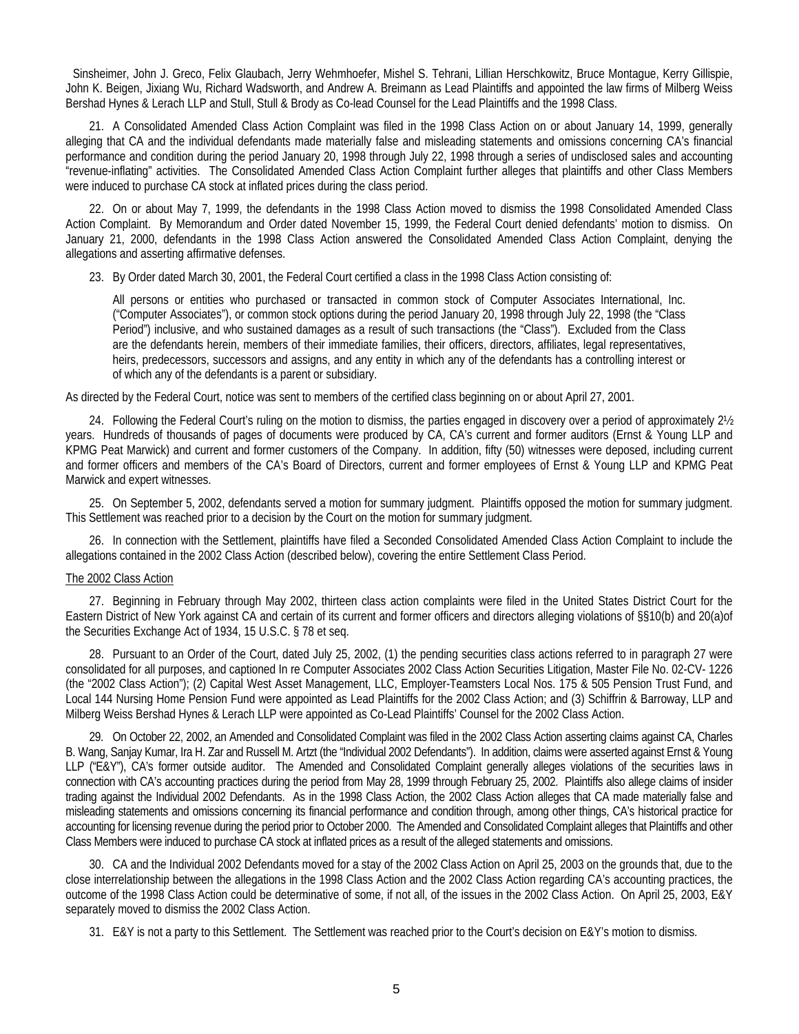Sinsheimer, John J. Greco, Felix Glaubach, Jerry Wehmhoefer, Mishel S. Tehrani, Lillian Herschkowitz, Bruce Montague, Kerry Gillispie, John K. Beigen, Jixiang Wu, Richard Wadsworth, and Andrew A. Breimann as Lead Plaintiffs and appointed the law firms of Milberg Weiss Bershad Hynes & Lerach LLP and Stull, Stull & Brody as Co-lead Counsel for the Lead Plaintiffs and the 1998 Class.

21. A Consolidated Amended Class Action Complaint was filed in the 1998 Class Action on or about January 14, 1999, generally alleging that CA and the individual defendants made materially false and misleading statements and omissions concerning CA's financial performance and condition during the period January 20, 1998 through July 22, 1998 through a series of undisclosed sales and accounting "revenue-inflating" activities. The Consolidated Amended Class Action Complaint further alleges that plaintiffs and other Class Members were induced to purchase CA stock at inflated prices during the class period.

22. On or about May 7, 1999, the defendants in the 1998 Class Action moved to dismiss the 1998 Consolidated Amended Class Action Complaint. By Memorandum and Order dated November 15, 1999, the Federal Court denied defendants' motion to dismiss. On January 21, 2000, defendants in the 1998 Class Action answered the Consolidated Amended Class Action Complaint, denying the allegations and asserting affirmative defenses.

23. By Order dated March 30, 2001, the Federal Court certified a class in the 1998 Class Action consisting of:

> All persons or entities who purchased or transacted in common stock of Computer Associates International, Inc. ("Computer Associates"), or common stock options during the period January 20, 1998 through July 22, 1998 (the "Class Period") inclusive, and who sustained damages as a result of such transactions (the "Class"). Excluded from the Class are the defendants herein, members of their immediate families, their officers, directors, affiliates, legal representatives, heirs, predecessors, successors and assigns, and any entity in which any of the defendants has a controlling interest or of which any of the defendants is a parent or subsidiary.

As directed by the Federal Court, notice was sent to members of the certified class beginning on or about April 27, 2001.

24. Following the Federal Court's ruling on the motion to dismiss, the parties engaged in discovery over a period of approximately 2½ years. Hundreds of thousands of pages of documents were produced by CA, CA's current and former auditors (Ernst & Young LLP and KPMG Peat Marwick) and current and former customers of the Company. In addition, fifty (50) witnesses were deposed, including current and former officers and members of the CA's Board of Directors, current and former employees of Ernst & Young LLP and KPMG Peat Marwick and expert witnesses.

25. On September 5, 2002, defendants served a motion for summary judgment. Plaintiffs opposed the motion for summary judgment. This Settlement was reached prior to a decision by the Court on the motion for summary judgment.

26. In connection with the Settlement, plaintiffs have filed a Seconded Consolidated Amended Class Action Complaint to include the allegations contained in the 2002 Class Action (described below), covering the entire Settlement Class Period.

The 2002 Class Action

27. Beginning in February through May 2002, thirteen class action complaints were filed in the United States District Court for the Eastern District of New York against CA and certain of its current and former officers and directors alleging violations of §§10(b) and 20(a)of the Securities Exchange Act of 1934, 15 U.S.C. § 78 et seq.

28. Pursuant to an Order of the Court, dated July 25, 2002, (1) the pending securities class actions referred to in paragraph 27 were consolidated for all purposes, and captioned In re Computer Associates 2002 Class Action Securities Litigation, Master File No. 02-CV- 1226 (the "2002 Class Action"); (2) Capital West Asset Management, LLC, Employer-Teamsters Local Nos. 175 & 505 Pension Trust Fund, and Local 144 Nursing Home Pension Fund were appointed as Lead Plaintiffs for the 2002 Class Action; and (3) Schiffrin & Barroway, LLP and Milberg Weiss Bershad Hynes & Lerach LLP were appointed as Co-Lead Plaintiffs' Counsel for the 2002 Class Action.

29. On October 22, 2002, an Amended and Consolidated Complaint was filed in the 2002 Class Action asserting claims against CA, Charles B. Wang, Sanjay Kumar, Ira H. Zar and Russell M. Artzt (the "Individual 2002 Defendants"). In addition, claims were asserted against Ernst & Young LLP ("E&Y"), CA's former outside auditor. The Amended and Consolidated Complaint generally alleges violations of the securities laws in connection with CA's accounting practices during the period from May 28, 1999 through February 25, 2002. Plaintiffs also allege claims of insider trading against the Individual 2002 Defendants. As in the 1998 Class Action, the 2002 Class Action alleges that CA made materially false and misleading statements and omissions concerning its financial performance and condition through, among other things, CA's historical practice for accounting for licensing revenue during the period prior to October 2000. The Amended and Consolidated Complaint alleges that Plaintiffs and other Class Members were induced to purchase CA stock at inflated prices as a result of the alleged statements and omissions.

30. CA and the Individual 2002 Defendants moved for a stay of the 2002 Class Action on April 25, 2003 on the grounds that, due to the close interrelationship between the allegations in the 1998 Class Action and the 2002 Class Action regarding CA's accounting practices, the outcome of the 1998 Class Action could be determinative of some, if not all, of the issues in the 2002 Class Action. On April 25, 2003, E&Y separately moved to dismiss the 2002 Class Action.

31. E&Y is not a party to this Settlement. The Settlement was reached prior to the Court's decision on E&Y's motion to dismiss.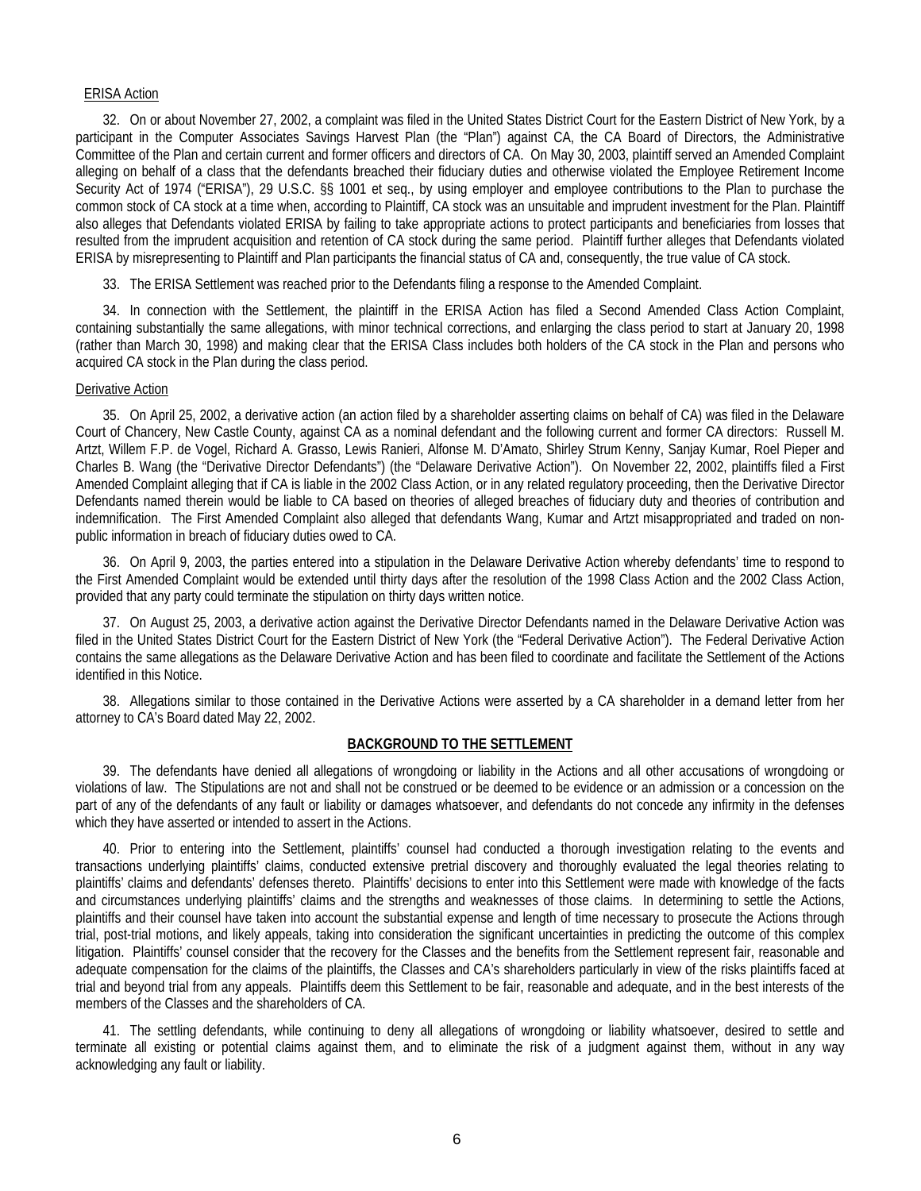ERISA Action

32. On or about November 27, 2002, a complaint was filed in the United States District Court for the Eastern District of New York, by a participant in the Computer Associates Savings Harvest Plan (the "Plan") against CA, the CA Board of Directors, the Administrative Committee of the Plan and certain current and former officers and directors of CA. On May 30, 2003, plaintiff served an Amended Complaint alleging on behalf of a class that the defendants breached their fiduciary duties and otherwise violated the Employee Retirement Income Security Act of 1974 ("ERISA"), 29 U.S.C. §§ 1001 et seq., by using employer and employee contributions to the Plan to purchase the common stock of CA stock at a time when, according to Plaintiff, CA stock was an unsuitable and imprudent investment for the Plan. Plaintiff also alleges that Defendants violated ERISA by failing to take appropriate actions to protect participants and beneficiaries from losses that resulted from the imprudent acquisition and retention of CA stock during the same period. Plaintiff further alleges that Defendants violated ERISA by misrepresenting to Plaintiff and Plan participants the financial status of CA and, consequently, the true value of CA stock.

33. The ERISA Settlement was reached prior to the Defendants filing a response to the Amended Complaint.

34. In connection with the Settlement, the plaintiff in the ERISA Action has filed a Second Amended Class Action Complaint, containing substantially the same allegations, with minor technical corrections, and enlarging the class period to start at January 20, 1998 (rather than March 30, 1998) and making clear that the ERISA Class includes both holders of the CA stock in the Plan and persons who acquired CA stock in the Plan during the class period.

Derivative Action

35. On April 25, 2002, a derivative action (an action filed by a shareholder asserting claims on behalf of CA) was filed in the Delaware Court of Chancery, New Castle County, against CA as a nominal defendant and the following current and former CA directors: Russell M. Artzt, Willem F.P. de Vogel, Richard A. Grasso, Lewis Ranieri, Alfonse M. D'Amato, Shirley Strum Kenny, Sanjay Kumar, Roel Pieper and Charles B. Wang (the "Derivative Director Defendants") (the "Delaware Derivative Action"). On November 22, 2002, plaintiffs filed a First Amended Complaint alleging that if CA is liable in the 2002 Class Action, or in any related regulatory proceeding, then the Derivative Director Defendants named therein would be liable to CA based on theories of alleged breaches of fiduciary duty and theories of contribution and indemnification. The First Amended Complaint also alleged that defendants Wang, Kumar and Artzt misappropriated and traded on non-public information in breach of fiduciary duties owed to CA.

36. On April 9, 2003, the parties entered into a stipulation in the Delaware Derivative Action whereby defendants' time to respond to the First Amended Complaint would be extended until thirty days after the resolution of the 1998 Class Action and the 2002 Class Action, provided that any party could terminate the stipulation on thirty days written notice.

37. On August 25, 2003, a derivative action against the Derivative Director Defendants named in the Delaware Derivative Action was filed in the United States District Court for the Eastern District of New York (the "Federal Derivative Action"). The Federal Derivative Action contains the same allegations as the Delaware Derivative Action and has been filed to coordinate and facilitate the Settlement of the Actions identified in this Notice.

38. Allegations similar to those contained in the Derivative Actions were asserted by a CA shareholder in a demand letter from her attorney to CA's Board dated May 22, 2002.

## BACKGROUND TO THE SETTLEMENT

39. The defendants have denied all allegations of wrongdoing or liability in the Actions and all other accusations of wrongdoing or violations of law. The Stipulations are not and shall not be construed or be deemed to be evidence or an admission or a concession on the part of any of the defendants of any fault or liability or damages whatsoever, and defendants do not concede any infirmity in the defenses which they have asserted or intended to assert in the Actions.

40. Prior to entering into the Settlement, plaintiffs' counsel had conducted a thorough investigation relating to the events and transactions underlying plaintiffs' claims, conducted extensive pretrial discovery and thoroughly evaluated the legal theories relating to plaintiffs' claims and defendants' defenses thereto. Plaintiffs' decisions to enter into this Settlement were made with knowledge of the facts and circumstances underlying plaintiffs' claims and the strengths and weaknesses of those claims. In determining to settle the Actions, plaintiffs and their counsel have taken into account the substantial expense and length of time necessary to prosecute the Actions through trial, post-trial motions, and likely appeals, taking into consideration the significant uncertainties in predicting the outcome of this complex litigation. Plaintiffs' counsel consider that the recovery for the Classes and the benefits from the Settlement represent fair, reasonable and adequate compensation for the claims of the plaintiffs, the Classes and CA's shareholders particularly in view of the risks plaintiffs faced at trial and beyond trial from any appeals. Plaintiffs deem this Settlement to be fair, reasonable and adequate, and in the best interests of the members of the Classes and the shareholders of CA.

41. The settling defendants, while continuing to deny all allegations of wrongdoing or liability whatsoever, desired to settle and terminate all existing or potential claims against them, and to eliminate the risk of a judgment against them, without in any way acknowledging any fault or liability.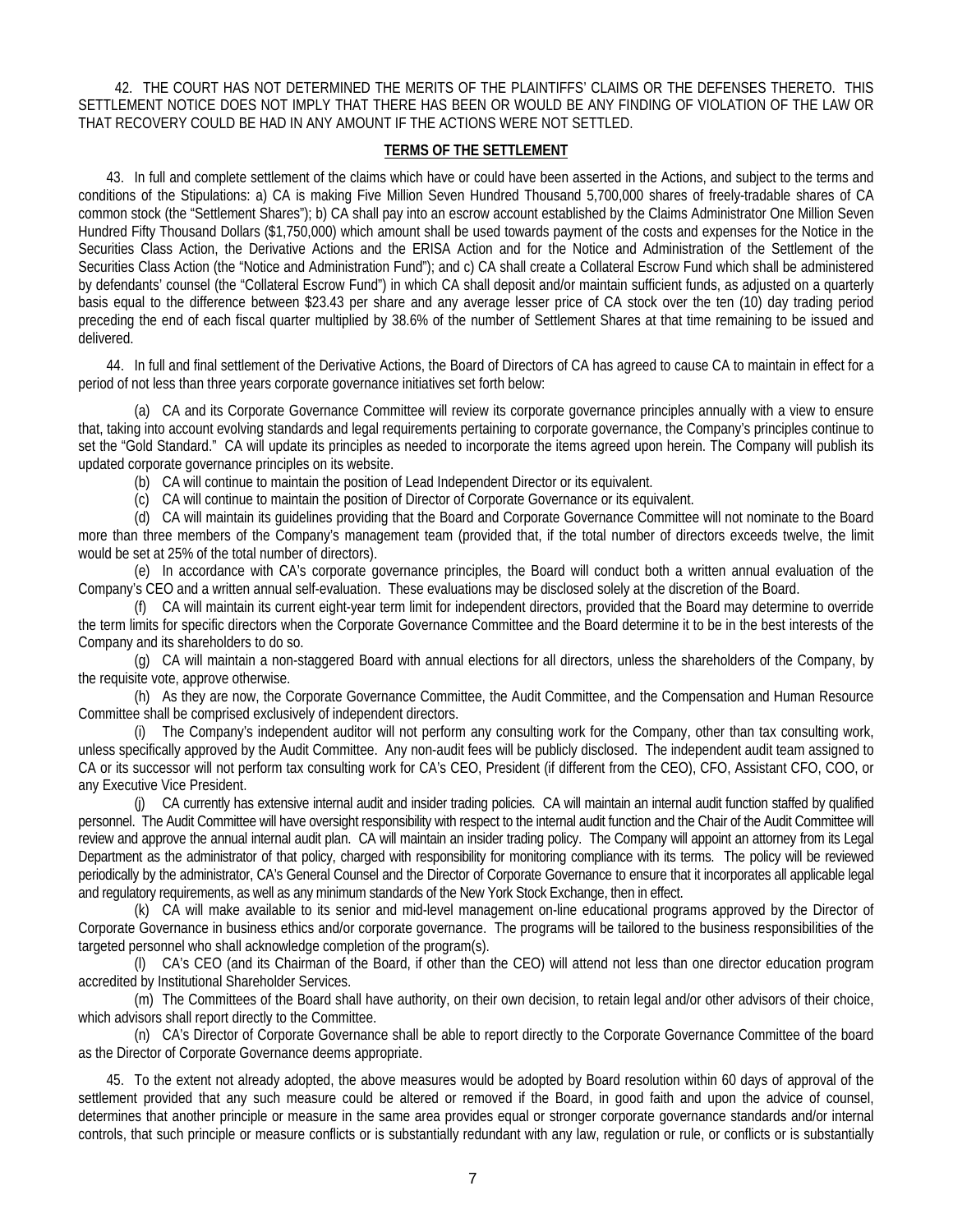42. THE COURT HAS NOT DETERMINED THE MERITS OF THE PLAINTIFFS' CLAIMS OR THE DEFENSES THERETO. THIS SETTLEMENT NOTICE DOES NOT IMPLY THAT THERE HAS BEEN OR WOULD BE ANY FINDING OF VIOLATION OF THE LAW OR THAT RECOVERY COULD BE HAD IN ANY AMOUNT IF THE ACTIONS WERE NOT SETTLED.

## TERMS OF THE SETTLEMENT

43. In full and complete settlement of the claims which have or could have been asserted in the Actions, and subject to the terms and conditions of the Stipulations: a) CA is making Five Million Seven Hundred Thousand 5,700,000 shares of freely-tradable shares of CA common stock (the "Settlement Shares"); b) CA shall pay into an escrow account established by the Claims Administrator One Million Seven Hundred Fifty Thousand Dollars ($1,750,000) which amount shall be used towards payment of the costs and expenses for the Notice in the Securities Class Action, the Derivative Actions and the ERISA Action and for the Notice and Administration of the Settlement of the Securities Class Action (the "Notice and Administration Fund"); and c) CA shall create a Collateral Escrow Fund which shall be administered by defendants' counsel (the "Collateral Escrow Fund") in which CA shall deposit and/or maintain sufficient funds, as adjusted on a quarterly basis equal to the difference between $23.43 per share and any average lesser price of CA stock over the ten (10) day trading period preceding the end of each fiscal quarter multiplied by 38.6% of the number of Settlement Shares at that time remaining to be issued and delivered.

44. In full and final settlement of the Derivative Actions, the Board of Directors of CA has agreed to cause CA to maintain in effect for a period of not less than three years corporate governance initiatives set forth below:

(a) CA and its Corporate Governance Committee will review its corporate governance principles annually with a view to ensure that, taking into account evolving standards and legal requirements pertaining to corporate governance, the Company's principles continue to set the "Gold Standard." CA will update its principles as needed to incorporate the items agreed upon herein. The Company will publish its updated corporate governance principles on its website.

(b) CA will continue to maintain the position of Lead Independent Director or its equivalent.

(c) CA will continue to maintain the position of Director of Corporate Governance or its equivalent.

(d) CA will maintain its guidelines providing that the Board and Corporate Governance Committee will not nominate to the Board more than three members of the Company's management team (provided that, if the total number of directors exceeds twelve, the limit would be set at 25% of the total number of directors).

(e) In accordance with CA's corporate governance principles, the Board will conduct both a written annual evaluation of the Company's CEO and a written annual self-evaluation. These evaluations may be disclosed solely at the discretion of the Board.

(f) CA will maintain its current eight-year term limit for independent directors, provided that the Board may determine to override the term limits for specific directors when the Corporate Governance Committee and the Board determine it to be in the best interests of the Company and its shareholders to do so.

(g) CA will maintain a non-staggered Board with annual elections for all directors, unless the shareholders of the Company, by the requisite vote, approve otherwise.

(h) As they are now, the Corporate Governance Committee, the Audit Committee, and the Compensation and Human Resource Committee shall be comprised exclusively of independent directors.

(i) The Company's independent auditor will not perform any consulting work for the Company, other than tax consulting work, unless specifically approved by the Audit Committee. Any non-audit fees will be publicly disclosed. The independent audit team assigned to CA or its successor will not perform tax consulting work for CA's CEO, President (if different from the CEO), CFO, Assistant CFO, COO, or any Executive Vice President.

(j) CA currently has extensive internal audit and insider trading policies. CA will maintain an internal audit function staffed by qualified personnel. The Audit Committee will have oversight responsibility with respect to the internal audit function and the Chair of the Audit Committee will review and approve the annual internal audit plan. CA will maintain an insider trading policy. The Company will appoint an attorney from its Legal Department as the administrator of that policy, charged with responsibility for monitoring compliance with its terms. The policy will be reviewed periodically by the administrator, CA's General Counsel and the Director of Corporate Governance to ensure that it incorporates all applicable legal and regulatory requirements, as well as any minimum standards of the New York Stock Exchange, then in effect.

(k) CA will make available to its senior and mid-level management on-line educational programs approved by the Director of Corporate Governance in business ethics and/or corporate governance. The programs will be tailored to the business responsibilities of the targeted personnel who shall acknowledge completion of the program(s).

(l) CA's CEO (and its Chairman of the Board, if other than the CEO) will attend not less than one director education program accredited by Institutional Shareholder Services.

(m) The Committees of the Board shall have authority, on their own decision, to retain legal and/or other advisors of their choice, which advisors shall report directly to the Committee.

(n) CA's Director of Corporate Governance shall be able to report directly to the Corporate Governance Committee of the board as the Director of Corporate Governance deems appropriate.

45. To the extent not already adopted, the above measures would be adopted by Board resolution within 60 days of approval of the settlement provided that any such measure could be altered or removed if the Board, in good faith and upon the advice of counsel, determines that another principle or measure in the same area provides equal or stronger corporate governance standards and/or internal controls, that such principle or measure conflicts or is substantially redundant with any law, regulation or rule, or conflicts or is substantially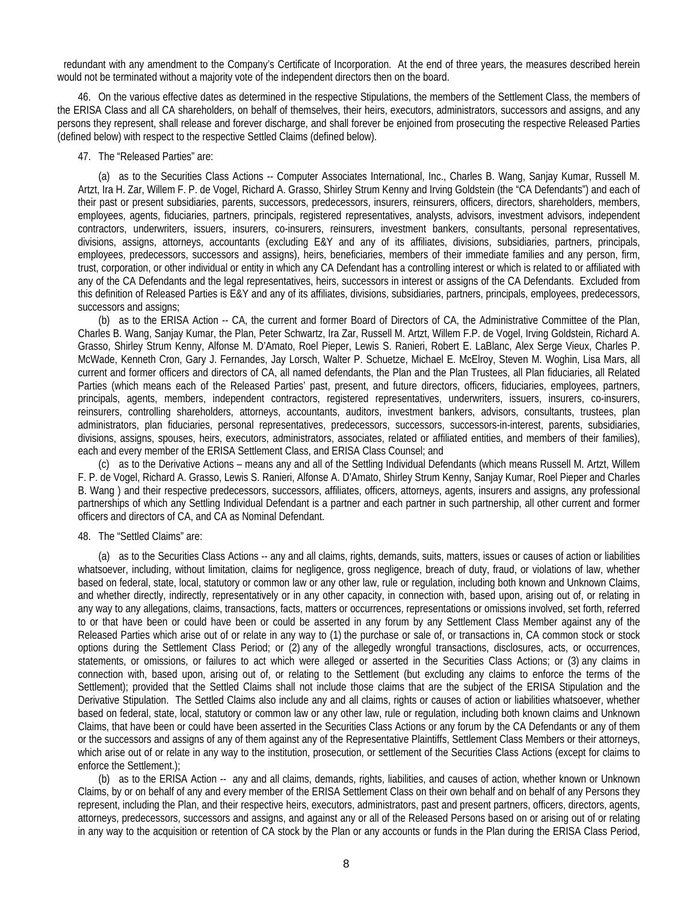redundant with any amendment to the Company's Certificate of Incorporation. At the end of three years, the measures described herein would not be terminated without a majority vote of the independent directors then on the board.

46. On the various effective dates as determined in the respective Stipulations, the members of the Settlement Class, the members of the ERISA Class and all CA shareholders, on behalf of themselves, their heirs, executors, administrators, successors and assigns, and any persons they represent, shall release and forever discharge, and shall forever be enjoined from prosecuting the respective Released Parties (defined below) with respect to the respective Settled Claims (defined below).

47. The "Released Parties" are:

(a) as to the Securities Class Actions -- Computer Associates International, Inc., Charles B. Wang, Sanjay Kumar, Russell M. Artzt, Ira H. Zar, Willem F. P. de Vogel, Richard A. Grasso, Shirley Strum Kenny and Irving Goldstein (the "CA Defendants") and each of their past or present subsidiaries, parents, successors, predecessors, insurers, reinsurers, officers, directors, shareholders, members, employees, agents, fiduciaries, partners, principals, registered representatives, analysts, advisors, investment advisors, independent contractors, underwriters, issuers, insurers, co-insurers, reinsurers, investment bankers, consultants, personal representatives, divisions, assigns, attorneys, accountants (excluding E&Y and any of its affiliates, divisions, subsidiaries, partners, principals, employees, predecessors, successors and assigns), heirs, beneficiaries, members of their immediate families and any person, firm, trust, corporation, or other individual or entity in which any CA Defendant has a controlling interest or which is related to or affiliated with any of the CA Defendants and the legal representatives, heirs, successors in interest or assigns of the CA Defendants. Excluded from this definition of Released Parties is E&Y and any of its affiliates, divisions, subsidiaries, partners, principals, employees, predecessors, successors and assigns;

(b) as to the ERISA Action -- CA, the current and former Board of Directors of CA, the Administrative Committee of the Plan, Charles B. Wang, Sanjay Kumar, the Plan, Peter Schwartz, Ira Zar, Russell M. Artzt, Willem F.P. de Vogel, Irving Goldstein, Richard A. Grasso, Shirley Strum Kenny, Alfonse M. D'Amato, Roel Pieper, Lewis S. Ranieri, Robert E. LaBlanc, Alex Serge Vieux, Charles P. McWade, Kenneth Cron, Gary J. Fernandes, Jay Lorsch, Walter P. Schuetze, Michael E. McElroy, Steven M. Woghin, Lisa Mars, all current and former officers and directors of CA, all named defendants, the Plan and the Plan Trustees, all Plan fiduciaries, all Related Parties (which means each of the Released Parties' past, present, and future directors, officers, fiduciaries, employees, partners, principals, agents, members, independent contractors, registered representatives, underwriters, issuers, insurers, co-insurers, reinsurers, controlling shareholders, attorneys, accountants, auditors, investment bankers, advisors, consultants, trustees, plan administrators, plan fiduciaries, personal representatives, predecessors, successors, successors-in-interest, parents, subsidiaries, divisions, assigns, spouses, heirs, executors, administrators, associates, related or affiliated entities, and members of their families), each and every member of the ERISA Settlement Class, and ERISA Class Counsel; and

(c) as to the Derivative Actions – means any and all of the Settling Individual Defendants (which means Russell M. Artzt, Willem F. P. de Vogel, Richard A. Grasso, Lewis S. Ranieri, Alfonse A. D'Amato, Shirley Strum Kenny, Sanjay Kumar, Roel Pieper and Charles B. Wang ) and their respective predecessors, successors, affiliates, officers, attorneys, agents, insurers and assigns, any professional partnerships of which any Settling Individual Defendant is a partner and each partner in such partnership, all other current and former officers and directors of CA, and CA as Nominal Defendant.

48. The "Settled Claims" are:

(a) as to the Securities Class Actions -- any and all claims, rights, demands, suits, matters, issues or causes of action or liabilities whatsoever, including, without limitation, claims for negligence, gross negligence, breach of duty, fraud, or violations of law, whether based on federal, state, local, statutory or common law or any other law, rule or regulation, including both known and Unknown Claims, and whether directly, indirectly, representatively or in any other capacity, in connection with, based upon, arising out of, or relating in any way to any allegations, claims, transactions, facts, matters or occurrences, representations or omissions involved, set forth, referred to or that have been or could have been or could be asserted in any forum by any Settlement Class Member against any of the Released Parties which arise out of or relate in any way to (1) the purchase or sale of, or transactions in, CA common stock or stock options during the Settlement Class Period; or (2) any of the allegedly wrongful transactions, disclosures, acts, or occurrences, statements, or omissions, or failures to act which were alleged or asserted in the Securities Class Actions; or (3) any claims in connection with, based upon, arising out of, or relating to the Settlement (but excluding any claims to enforce the terms of the Settlement); provided that the Settled Claims shall not include those claims that are the subject of the ERISA Stipulation and the Derivative Stipulation. The Settled Claims also include any and all claims, rights or causes of action or liabilities whatsoever, whether based on federal, state, local, statutory or common law or any other law, rule or regulation, including both known claims and Unknown Claims, that have been or could have been asserted in the Securities Class Actions or any forum by the CA Defendants or any of them or the successors and assigns of any of them against any of the Representative Plaintiffs, Settlement Class Members or their attorneys, which arise out of or relate in any way to the institution, prosecution, or settlement of the Securities Class Actions (except for claims to enforce the Settlement.);

(b) as to the ERISA Action -- any and all claims, demands, rights, liabilities, and causes of action, whether known or Unknown Claims, by or on behalf of any and every member of the ERISA Settlement Class on their own behalf and on behalf of any Persons they represent, including the Plan, and their respective heirs, executors, administrators, past and present partners, officers, directors, agents, attorneys, predecessors, successors and assigns, and against any or all of the Released Persons based on or arising out of or relating in any way to the acquisition or retention of CA stock by the Plan or any accounts or funds in the Plan during the ERISA Class Period,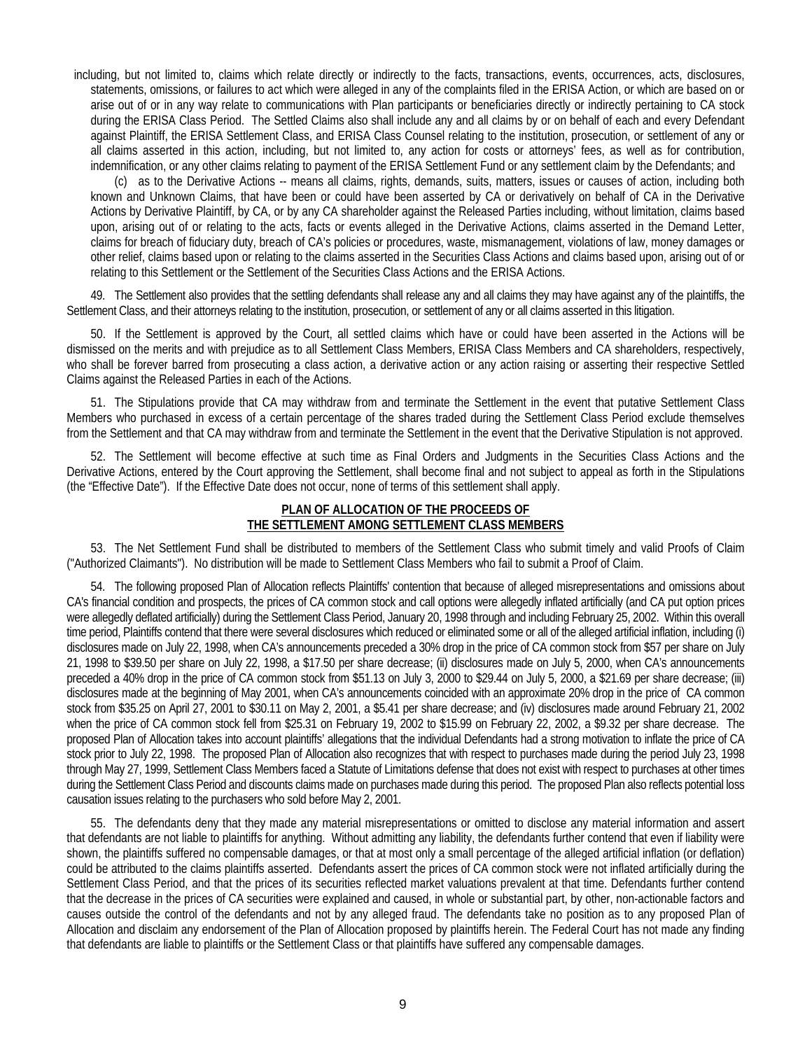including, but not limited to, claims which relate directly or indirectly to the facts, transactions, events, occurrences, acts, disclosures, statements, omissions, or failures to act which were alleged in any of the complaints filed in the ERISA Action, or which are based on or arise out of or in any way relate to communications with Plan participants or beneficiaries directly or indirectly pertaining to CA stock during the ERISA Class Period. The Settled Claims also shall include any and all claims by or on behalf of each and every Defendant against Plaintiff, the ERISA Settlement Class, and ERISA Class Counsel relating to the institution, prosecution, or settlement of any or all claims asserted in this action, including, but not limited to, any action for costs or attorneys' fees, as well as for contribution, indemnification, or any other claims relating to payment of the ERISA Settlement Fund or any settlement claim by the Defendants; and

(c) as to the Derivative Actions -- means all claims, rights, demands, suits, matters, issues or causes of action, including both known and Unknown Claims, that have been or could have been asserted by CA or derivatively on behalf of CA in the Derivative Actions by Derivative Plaintiff, by CA, or by any CA shareholder against the Released Parties including, without limitation, claims based upon, arising out of or relating to the acts, facts or events alleged in the Derivative Actions, claims asserted in the Demand Letter, claims for breach of fiduciary duty, breach of CA's policies or procedures, waste, mismanagement, violations of law, money damages or other relief, claims based upon or relating to the claims asserted in the Securities Class Actions and claims based upon, arising out of or relating to this Settlement or the Settlement of the Securities Class Actions and the ERISA Actions.

49. The Settlement also provides that the settling defendants shall release any and all claims they may have against any of the plaintiffs, the Settlement Class, and their attorneys relating to the institution, prosecution, or settlement of any or all claims asserted in this litigation.

50. If the Settlement is approved by the Court, all settled claims which have or could have been asserted in the Actions will be dismissed on the merits and with prejudice as to all Settlement Class Members, ERISA Class Members and CA shareholders, respectively, who shall be forever barred from prosecuting a class action, a derivative action or any action raising or asserting their respective Settled Claims against the Released Parties in each of the Actions.

51. The Stipulations provide that CA may withdraw from and terminate the Settlement in the event that putative Settlement Class Members who purchased in excess of a certain percentage of the shares traded during the Settlement Class Period exclude themselves from the Settlement and that CA may withdraw from and terminate the Settlement in the event that the Derivative Stipulation is not approved.

52. The Settlement will become effective at such time as Final Orders and Judgments in the Securities Class Actions and the Derivative Actions, entered by the Court approving the Settlement, shall become final and not subject to appeal as forth in the Stipulations (the "Effective Date"). If the Effective Date does not occur, none of terms of this settlement shall apply.

## PLAN OF ALLOCATION OF THE PROCEEDS OF THE SETTLEMENT AMONG SETTLEMENT CLASS MEMBERS

53. The Net Settlement Fund shall be distributed to members of the Settlement Class who submit timely and valid Proofs of Claim ("Authorized Claimants"). No distribution will be made to Settlement Class Members who fail to submit a Proof of Claim.

54. The following proposed Plan of Allocation reflects Plaintiffs' contention that because of alleged misrepresentations and omissions about CA's financial condition and prospects, the prices of CA common stock and call options were allegedly inflated artificially (and CA put option prices were allegedly deflated artificially) during the Settlement Class Period, January 20, 1998 through and including February 25, 2002. Within this overall time period, Plaintiffs contend that there were several disclosures which reduced or eliminated some or all of the alleged artificial inflation, including (i) disclosures made on July 22, 1998, when CA's announcements preceded a 30% drop in the price of CA common stock from $57 per share on July 21, 1998 to $39.50 per share on July 22, 1998, a $17.50 per share decrease; (ii) disclosures made on July 5, 2000, when CA's announcements preceded a 40% drop in the price of CA common stock from $51.13 on July 3, 2000 to $29.44 on July 5, 2000, a $21.69 per share decrease; (iii) disclosures made at the beginning of May 2001, when CA's announcements coincided with an approximate 20% drop in the price of CA common stock from $35.25 on April 27, 2001 to $30.11 on May 2, 2001, a $5.41 per share decrease; and (iv) disclosures made around February 21, 2002 when the price of CA common stock fell from $25.31 on February 19, 2002 to $15.99 on February 22, 2002, a $9.32 per share decrease. The proposed Plan of Allocation takes into account plaintiffs' allegations that the individual Defendants had a strong motivation to inflate the price of CA stock prior to July 22, 1998. The proposed Plan of Allocation also recognizes that with respect to purchases made during the period July 23, 1998 through May 27, 1999, Settlement Class Members faced a Statute of Limitations defense that does not exist with respect to purchases at other times during the Settlement Class Period and discounts claims made on purchases made during this period. The proposed Plan also reflects potential loss causation issues relating to the purchasers who sold before May 2, 2001.

55. The defendants deny that they made any material misrepresentations or omitted to disclose any material information and assert that defendants are not liable to plaintiffs for anything. Without admitting any liability, the defendants further contend that even if liability were shown, the plaintiffs suffered no compensable damages, or that at most only a small percentage of the alleged artificial inflation (or deflation) could be attributed to the claims plaintiffs asserted. Defendants assert the prices of CA common stock were not inflated artificially during the Settlement Class Period, and that the prices of its securities reflected market valuations prevalent at that time. Defendants further contend that the decrease in the prices of CA securities were explained and caused, in whole or substantial part, by other, non-actionable factors and causes outside the control of the defendants and not by any alleged fraud. The defendants take no position as to any proposed Plan of Allocation and disclaim any endorsement of the Plan of Allocation proposed by plaintiffs herein. The Federal Court has not made any finding that defendants are liable to plaintiffs or the Settlement Class or that plaintiffs have suffered any compensable damages.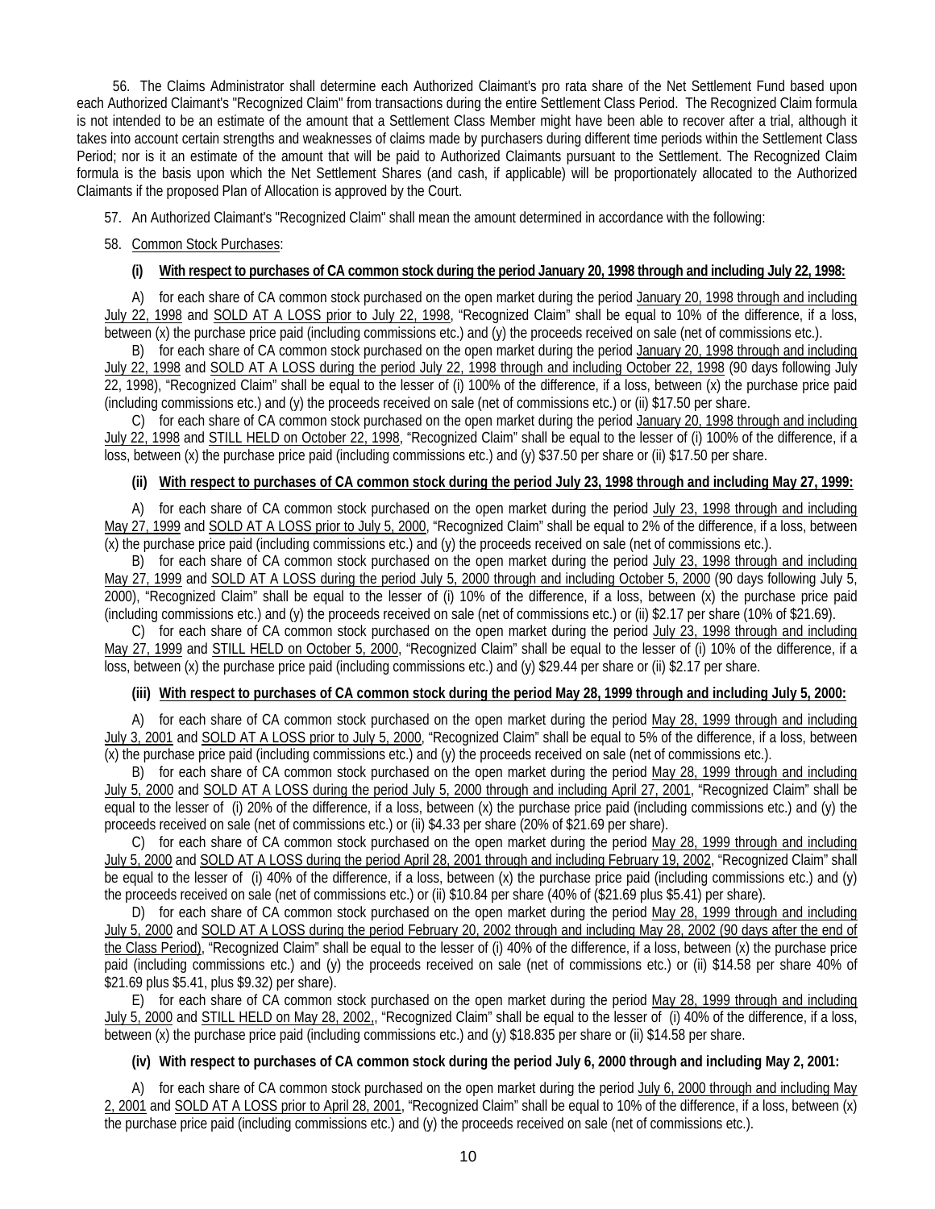56. The Claims Administrator shall determine each Authorized Claimant's pro rata share of the Net Settlement Fund based upon each Authorized Claimant's "Recognized Claim" from transactions during the entire Settlement Class Period. The Recognized Claim formula is not intended to be an estimate of the amount that a Settlement Class Member might have been able to recover after a trial, although it takes into account certain strengths and weaknesses of claims made by purchasers during different time periods within the Settlement Class Period; nor is it an estimate of the amount that will be paid to Authorized Claimants pursuant to the Settlement. The Recognized Claim formula is the basis upon which the Net Settlement Shares (and cash, if applicable) will be proportionately allocated to the Authorized Claimants if the proposed Plan of Allocation is approved by the Court.

57. An Authorized Claimant's "Recognized Claim" shall mean the amount determined in accordance with the following:

58. Common Stock Purchases:

**(i) With respect to purchases of CA common stock during the period January 20, 1998 through and including July 22, 1998:**

A) for each share of CA common stock purchased on the open market during the period January 20, 1998 through and including July 22, 1998 and SOLD AT A LOSS prior to July 22, 1998, "Recognized Claim" shall be equal to 10% of the difference, if a loss, between (x) the purchase price paid (including commissions etc.) and (y) the proceeds received on sale (net of commissions etc.).

B) for each share of CA common stock purchased on the open market during the period January 20, 1998 through and including July 22, 1998 and SOLD AT A LOSS during the period July 22, 1998 through and including October 22, 1998 (90 days following July 22, 1998), "Recognized Claim" shall be equal to the lesser of (i) 100% of the difference, if a loss, between (x) the purchase price paid (including commissions etc.) and (y) the proceeds received on sale (net of commissions etc.) or (ii) $17.50 per share.

C) for each share of CA common stock purchased on the open market during the period January 20, 1998 through and including July 22, 1998 and STILL HELD on October 22, 1998, "Recognized Claim" shall be equal to the lesser of (i) 100% of the difference, if a loss, between (x) the purchase price paid (including commissions etc.) and (y) $37.50 per share or (ii) $17.50 per share.

**(ii) With respect to purchases of CA common stock during the period July 23, 1998 through and including May 27, 1999:**

A) for each share of CA common stock purchased on the open market during the period July 23, 1998 through and including May 27, 1999 and SOLD AT A LOSS prior to July 5, 2000, "Recognized Claim" shall be equal to 2% of the difference, if a loss, between (x) the purchase price paid (including commissions etc.) and (y) the proceeds received on sale (net of commissions etc.).

B) for each share of CA common stock purchased on the open market during the period July 23, 1998 through and including May 27, 1999 and SOLD AT A LOSS during the period July 5, 2000 through and including October 5, 2000 (90 days following July 5, 2000), "Recognized Claim" shall be equal to the lesser of (i) 10% of the difference, if a loss, between (x) the purchase price paid (including commissions etc.) and (y) the proceeds received on sale (net of commissions etc.) or (ii) $2.17 per share (10% of $21.69).

C) for each share of CA common stock purchased on the open market during the period July 23, 1998 through and including May 27, 1999 and STILL HELD on October 5, 2000, "Recognized Claim" shall be equal to the lesser of (i) 10% of the difference, if a loss, between (x) the purchase price paid (including commissions etc.) and (y) $29.44 per share or (ii) $2.17 per share.

**(iii) With respect to purchases of CA common stock during the period May 28, 1999 through and including July 5, 2000:**

A) for each share of CA common stock purchased on the open market during the period May 28, 1999 through and including July 3, 2001 and SOLD AT A LOSS prior to July 5, 2000, "Recognized Claim" shall be equal to 5% of the difference, if a loss, between (x) the purchase price paid (including commissions etc.) and (y) the proceeds received on sale (net of commissions etc.).

B) for each share of CA common stock purchased on the open market during the period May 28, 1999 through and including July 5, 2000 and SOLD AT A LOSS during the period July 5, 2000 through and including April 27, 2001, "Recognized Claim" shall be equal to the lesser of (i) 20% of the difference, if a loss, between (x) the purchase price paid (including commissions etc.) and (y) the proceeds received on sale (net of commissions etc.) or (ii) $4.33 per share (20% of $21.69 per share).

C) for each share of CA common stock purchased on the open market during the period May 28, 1999 through and including July 5, 2000 and SOLD AT A LOSS during the period April 28, 2001 through and including February 19, 2002, "Recognized Claim" shall be equal to the lesser of (i) 40% of the difference, if a loss, between (x) the purchase price paid (including commissions etc.) and (y) the proceeds received on sale (net of commissions etc.) or (ii) $10.84 per share (40% of ($21.69 plus $5.41) per share).

D) for each share of CA common stock purchased on the open market during the period May 28, 1999 through and including July 5, 2000 and SOLD AT A LOSS during the period February 20, 2002 through and including May 28, 2002 (90 days after the end of the Class Period), "Recognized Claim" shall be equal to the lesser of (i) 40% of the difference, if a loss, between (x) the purchase price paid (including commissions etc.) and (y) the proceeds received on sale (net of commissions etc.) or (ii) $14.58 per share 40% of $21.69 plus $5.41, plus $9.32) per share).

E) for each share of CA common stock purchased on the open market during the period May 28, 1999 through and including July 5, 2000 and STILL HELD on May 28, 2002,, "Recognized Claim" shall be equal to the lesser of (i) 40% of the difference, if a loss, between (x) the purchase price paid (including commissions etc.) and (y) $18.835 per share or (ii) $14.58 per share.

**(iv) With respect to purchases of CA common stock during the period July 6, 2000 through and including May 2, 2001:**

A) for each share of CA common stock purchased on the open market during the period July 6, 2000 through and including May 2, 2001 and SOLD AT A LOSS prior to April 28, 2001, "Recognized Claim" shall be equal to 10% of the difference, if a loss, between (x) the purchase price paid (including commissions etc.) and (y) the proceeds received on sale (net of commissions etc.).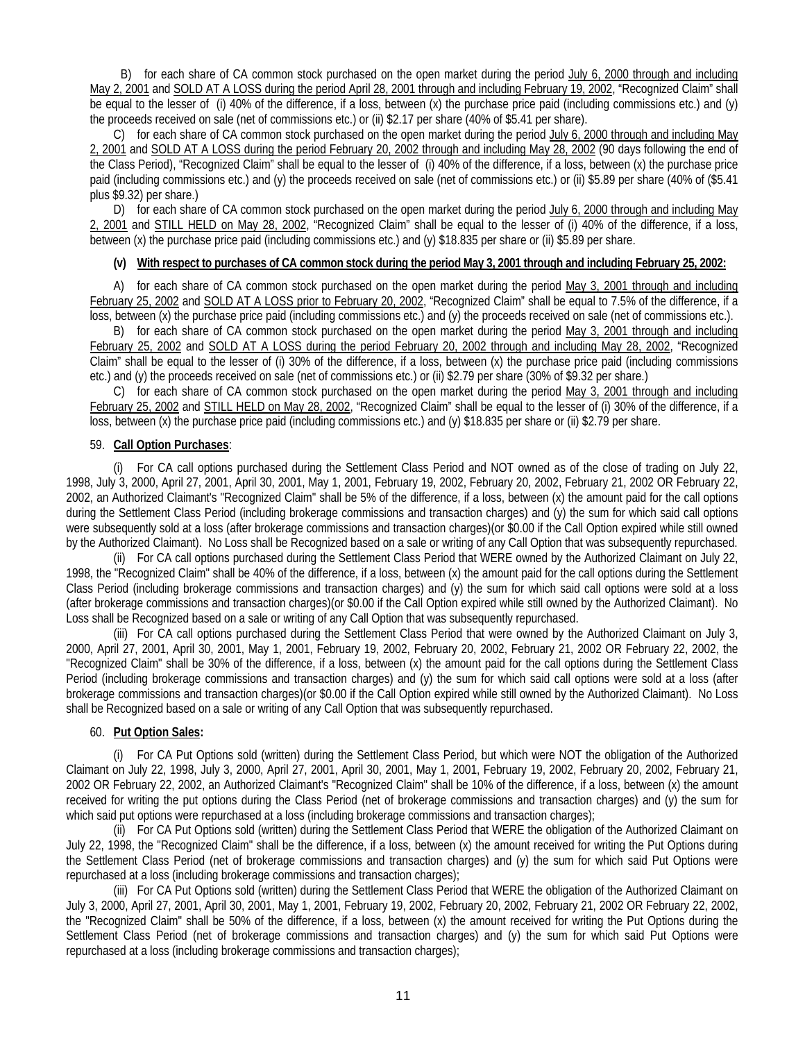B) for each share of CA common stock purchased on the open market during the period July 6, 2000 through and including May 2, 2001 and SOLD AT A LOSS during the period April 28, 2001 through and including February 19, 2002, "Recognized Claim" shall be equal to the lesser of (i) 40% of the difference, if a loss, between (x) the purchase price paid (including commissions etc.) and (y) the proceeds received on sale (net of commissions etc.) or (ii) $2.17 per share (40% of $5.41 per share).

C) for each share of CA common stock purchased on the open market during the period July 6, 2000 through and including May 2, 2001 and SOLD AT A LOSS during the period February 20, 2002 through and including May 28, 2002 (90 days following the end of the Class Period), "Recognized Claim" shall be equal to the lesser of (i) 40% of the difference, if a loss, between (x) the purchase price paid (including commissions etc.) and (y) the proceeds received on sale (net of commissions etc.) or (ii) $5.89 per share (40% of ($5.41 plus $9.32) per share.)

D) for each share of CA common stock purchased on the open market during the period July 6, 2000 through and including May 2, 2001 and STILL HELD on May 28, 2002, "Recognized Claim" shall be equal to the lesser of (i) 40% of the difference, if a loss, between (x) the purchase price paid (including commissions etc.) and (y) $18.835 per share or (ii) $5.89 per share.

**(v) With respect to purchases of CA common stock during the period May 3, 2001 through and including February 25, 2002:**

A) for each share of CA common stock purchased on the open market during the period May 3, 2001 through and including February 25, 2002 and SOLD AT A LOSS prior to February 20, 2002, "Recognized Claim" shall be equal to 7.5% of the difference, if a loss, between (x) the purchase price paid (including commissions etc.) and (y) the proceeds received on sale (net of commissions etc.).

B) for each share of CA common stock purchased on the open market during the period May 3, 2001 through and including February 25, 2002 and SOLD AT A LOSS during the period February 20, 2002 through and including May 28, 2002, "Recognized Claim" shall be equal to the lesser of (i) 30% of the difference, if a loss, between (x) the purchase price paid (including commissions etc.) and (y) the proceeds received on sale (net of commissions etc.) or (ii) $2.79 per share (30% of $9.32 per share.)

C) for each share of CA common stock purchased on the open market during the period May 3, 2001 through and including February 25, 2002 and STILL HELD on May 28, 2002, "Recognized Claim" shall be equal to the lesser of (i) 30% of the difference, if a loss, between (x) the purchase price paid (including commissions etc.) and (y) $18.835 per share or (ii) $2.79 per share.

59. **Call Option Purchases**:

(i) For CA call options purchased during the Settlement Class Period and NOT owned as of the close of trading on July 22, 1998, July 3, 2000, April 27, 2001, April 30, 2001, May 1, 2001, February 19, 2002, February 20, 2002, February 21, 2002 OR February 22, 2002, an Authorized Claimant's "Recognized Claim" shall be 5% of the difference, if a loss, between (x) the amount paid for the call options during the Settlement Class Period (including brokerage commissions and transaction charges) and (y) the sum for which said call options were subsequently sold at a loss (after brokerage commissions and transaction charges)(or $0.00 if the Call Option expired while still owned by the Authorized Claimant). No Loss shall be Recognized based on a sale or writing of any Call Option that was subsequently repurchased.

(ii) For CA call options purchased during the Settlement Class Period that WERE owned by the Authorized Claimant on July 22, 1998, the "Recognized Claim" shall be 40% of the difference, if a loss, between (x) the amount paid for the call options during the Settlement Class Period (including brokerage commissions and transaction charges) and (y) the sum for which said call options were sold at a loss (after brokerage commissions and transaction charges)(or $0.00 if the Call Option expired while still owned by the Authorized Claimant). No Loss shall be Recognized based on a sale or writing of any Call Option that was subsequently repurchased.

(iii) For CA call options purchased during the Settlement Class Period that were owned by the Authorized Claimant on July 3, 2000, April 27, 2001, April 30, 2001, May 1, 2001, February 19, 2002, February 20, 2002, February 21, 2002 OR February 22, 2002, the "Recognized Claim" shall be 30% of the difference, if a loss, between (x) the amount paid for the call options during the Settlement Class Period (including brokerage commissions and transaction charges) and (y) the sum for which said call options were sold at a loss (after brokerage commissions and transaction charges)(or $0.00 if the Call Option expired while still owned by the Authorized Claimant). No Loss shall be Recognized based on a sale or writing of any Call Option that was subsequently repurchased.

60. **Put Option Sales:**

(i) For CA Put Options sold (written) during the Settlement Class Period, but which were NOT the obligation of the Authorized Claimant on July 22, 1998, July 3, 2000, April 27, 2001, April 30, 2001, May 1, 2001, February 19, 2002, February 20, 2002, February 21, 2002 OR February 22, 2002, an Authorized Claimant's "Recognized Claim" shall be 10% of the difference, if a loss, between (x) the amount received for writing the put options during the Class Period (net of brokerage commissions and transaction charges) and (y) the sum for which said put options were repurchased at a loss (including brokerage commissions and transaction charges);

(ii) For CA Put Options sold (written) during the Settlement Class Period that WERE the obligation of the Authorized Claimant on July 22, 1998, the "Recognized Claim" shall be the difference, if a loss, between (x) the amount received for writing the Put Options during the Settlement Class Period (net of brokerage commissions and transaction charges) and (y) the sum for which said Put Options were repurchased at a loss (including brokerage commissions and transaction charges);

(iii) For CA Put Options sold (written) during the Settlement Class Period that WERE the obligation of the Authorized Claimant on July 3, 2000, April 27, 2001, April 30, 2001, May 1, 2001, February 19, 2002, February 20, 2002, February 21, 2002 OR February 22, 2002, the "Recognized Claim" shall be 50% of the difference, if a loss, between (x) the amount received for writing the Put Options during the Settlement Class Period (net of brokerage commissions and transaction charges) and (y) the sum for which said Put Options were repurchased at a loss (including brokerage commissions and transaction charges);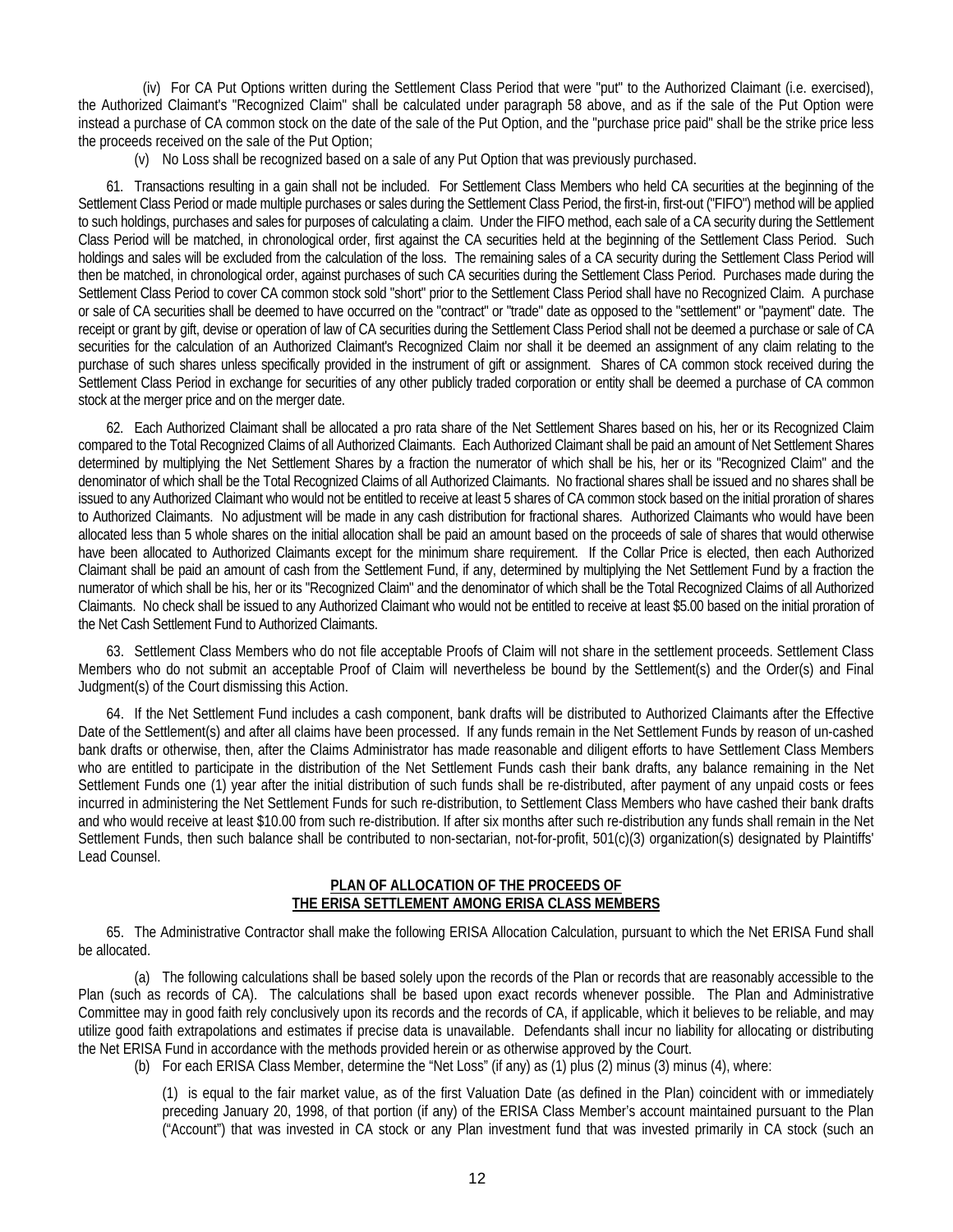(iv) For CA Put Options written during the Settlement Class Period that were "put" to the Authorized Claimant (i.e. exercised), the Authorized Claimant's "Recognized Claim" shall be calculated under paragraph 58 above, and as if the sale of the Put Option were instead a purchase of CA common stock on the date of the sale of the Put Option, and the "purchase price paid" shall be the strike price less the proceeds received on the sale of the Put Option;

(v) No Loss shall be recognized based on a sale of any Put Option that was previously purchased.

61. Transactions resulting in a gain shall not be included. For Settlement Class Members who held CA securities at the beginning of the Settlement Class Period or made multiple purchases or sales during the Settlement Class Period, the first-in, first-out ("FIFO") method will be applied to such holdings, purchases and sales for purposes of calculating a claim. Under the FIFO method, each sale of a CA security during the Settlement Class Period will be matched, in chronological order, first against the CA securities held at the beginning of the Settlement Class Period. Such holdings and sales will be excluded from the calculation of the loss. The remaining sales of a CA security during the Settlement Class Period will then be matched, in chronological order, against purchases of such CA securities during the Settlement Class Period. Purchases made during the Settlement Class Period to cover CA common stock sold "short" prior to the Settlement Class Period shall have no Recognized Claim. A purchase or sale of CA securities shall be deemed to have occurred on the "contract" or "trade" date as opposed to the "settlement" or "payment" date. The receipt or grant by gift, devise or operation of law of CA securities during the Settlement Class Period shall not be deemed a purchase or sale of CA securities for the calculation of an Authorized Claimant's Recognized Claim nor shall it be deemed an assignment of any claim relating to the purchase of such shares unless specifically provided in the instrument of gift or assignment. Shares of CA common stock received during the Settlement Class Period in exchange for securities of any other publicly traded corporation or entity shall be deemed a purchase of CA common stock at the merger price and on the merger date.

62. Each Authorized Claimant shall be allocated a pro rata share of the Net Settlement Shares based on his, her or its Recognized Claim compared to the Total Recognized Claims of all Authorized Claimants. Each Authorized Claimant shall be paid an amount of Net Settlement Shares determined by multiplying the Net Settlement Shares by a fraction the numerator of which shall be his, her or its "Recognized Claim" and the denominator of which shall be the Total Recognized Claims of all Authorized Claimants. No fractional shares shall be issued and no shares shall be issued to any Authorized Claimant who would not be entitled to receive at least 5 shares of CA common stock based on the initial proration of shares to Authorized Claimants. No adjustment will be made in any cash distribution for fractional shares. Authorized Claimants who would have been allocated less than 5 whole shares on the initial allocation shall be paid an amount based on the proceeds of sale of shares that would otherwise have been allocated to Authorized Claimants except for the minimum share requirement. If the Collar Price is elected, then each Authorized Claimant shall be paid an amount of cash from the Settlement Fund, if any, determined by multiplying the Net Settlement Fund by a fraction the numerator of which shall be his, her or its "Recognized Claim" and the denominator of which shall be the Total Recognized Claims of all Authorized Claimants. No check shall be issued to any Authorized Claimant who would not be entitled to receive at least $5.00 based on the initial proration of the Net Cash Settlement Fund to Authorized Claimants.

63. Settlement Class Members who do not file acceptable Proofs of Claim will not share in the settlement proceeds. Settlement Class Members who do not submit an acceptable Proof of Claim will nevertheless be bound by the Settlement(s) and the Order(s) and Final Judgment(s) of the Court dismissing this Action.

64. If the Net Settlement Fund includes a cash component, bank drafts will be distributed to Authorized Claimants after the Effective Date of the Settlement(s) and after all claims have been processed. If any funds remain in the Net Settlement Funds by reason of un-cashed bank drafts or otherwise, then, after the Claims Administrator has made reasonable and diligent efforts to have Settlement Class Members who are entitled to participate in the distribution of the Net Settlement Funds cash their bank drafts, any balance remaining in the Net Settlement Funds one (1) year after the initial distribution of such funds shall be re-distributed, after payment of any unpaid costs or fees incurred in administering the Net Settlement Funds for such re-distribution, to Settlement Class Members who have cashed their bank drafts and who would receive at least $10.00 from such re-distribution. If after six months after such re-distribution any funds shall remain in the Net Settlement Funds, then such balance shall be contributed to non-sectarian, not-for-profit, 501(c)(3) organization(s) designated by Plaintiffs' Lead Counsel.

## PLAN OF ALLOCATION OF THE PROCEEDS OF THE ERISA SETTLEMENT AMONG ERISA CLASS MEMBERS

65. The Administrative Contractor shall make the following ERISA Allocation Calculation, pursuant to which the Net ERISA Fund shall be allocated.

(a) The following calculations shall be based solely upon the records of the Plan or records that are reasonably accessible to the Plan (such as records of CA). The calculations shall be based upon exact records whenever possible. The Plan and Administrative Committee may in good faith rely conclusively upon its records and the records of CA, if applicable, which it believes to be reliable, and may utilize good faith extrapolations and estimates if precise data is unavailable. Defendants shall incur no liability for allocating or distributing the Net ERISA Fund in accordance with the methods provided herein or as otherwise approved by the Court.

(b) For each ERISA Class Member, determine the "Net Loss" (if any) as (1) plus (2) minus (3) minus (4), where:

(1) is equal to the fair market value, as of the first Valuation Date (as defined in the Plan) coincident with or immediately preceding January 20, 1998, of that portion (if any) of the ERISA Class Member's account maintained pursuant to the Plan ("Account") that was invested in CA stock or any Plan investment fund that was invested primarily in CA stock (such an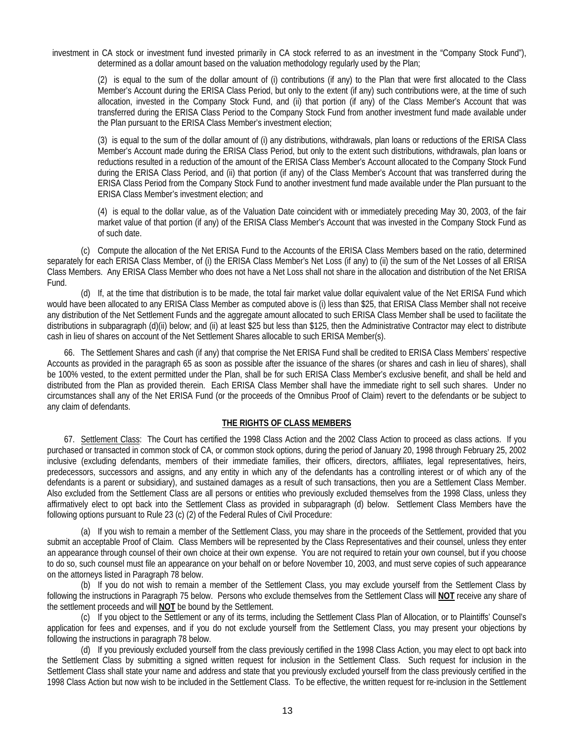investment in CA stock or investment fund invested primarily in CA stock referred to as an investment in the "Company Stock Fund"), determined as a dollar amount based on the valuation methodology regularly used by the Plan;

(2) is equal to the sum of the dollar amount of (i) contributions (if any) to the Plan that were first allocated to the Class Member's Account during the ERISA Class Period, but only to the extent (if any) such contributions were, at the time of such allocation, invested in the Company Stock Fund, and (ii) that portion (if any) of the Class Member's Account that was transferred during the ERISA Class Period to the Company Stock Fund from another investment fund made available under the Plan pursuant to the ERISA Class Member's investment election;

(3) is equal to the sum of the dollar amount of (i) any distributions, withdrawals, plan loans or reductions of the ERISA Class Member's Account made during the ERISA Class Period, but only to the extent such distributions, withdrawals, plan loans or reductions resulted in a reduction of the amount of the ERISA Class Member's Account allocated to the Company Stock Fund during the ERISA Class Period, and (ii) that portion (if any) of the Class Member's Account that was transferred during the ERISA Class Period from the Company Stock Fund to another investment fund made available under the Plan pursuant to the ERISA Class Member's investment election; and

(4) is equal to the dollar value, as of the Valuation Date coincident with or immediately preceding May 30, 2003, of the fair market value of that portion (if any) of the ERISA Class Member's Account that was invested in the Company Stock Fund as of such date.

(c) Compute the allocation of the Net ERISA Fund to the Accounts of the ERISA Class Members based on the ratio, determined separately for each ERISA Class Member, of (i) the ERISA Class Member's Net Loss (if any) to (ii) the sum of the Net Losses of all ERISA Class Members. Any ERISA Class Member who does not have a Net Loss shall not share in the allocation and distribution of the Net ERISA Fund.

(d) If, at the time that distribution is to be made, the total fair market value dollar equivalent value of the Net ERISA Fund which would have been allocated to any ERISA Class Member as computed above is (i) less than $25, that ERISA Class Member shall not receive any distribution of the Net Settlement Funds and the aggregate amount allocated to such ERISA Class Member shall be used to facilitate the distributions in subparagraph (d)(ii) below; and (ii) at least $25 but less than $125, then the Administrative Contractor may elect to distribute cash in lieu of shares on account of the Net Settlement Shares allocable to such ERISA Member(s).

66. The Settlement Shares and cash (if any) that comprise the Net ERISA Fund shall be credited to ERISA Class Members' respective Accounts as provided in the paragraph 65 as soon as possible after the issuance of the shares (or shares and cash in lieu of shares), shall be 100% vested, to the extent permitted under the Plan, shall be for such ERISA Class Member's exclusive benefit, and shall be held and distributed from the Plan as provided therein. Each ERISA Class Member shall have the immediate right to sell such shares. Under no circumstances shall any of the Net ERISA Fund (or the proceeds of the Omnibus Proof of Claim) revert to the defendants or be subject to any claim of defendants.

## THE RIGHTS OF CLASS MEMBERS

67. Settlement Class: The Court has certified the 1998 Class Action and the 2002 Class Action to proceed as class actions. If you purchased or transacted in common stock of CA, or common stock options, during the period of January 20, 1998 through February 25, 2002 inclusive (excluding defendants, members of their immediate families, their officers, directors, affiliates, legal representatives, heirs, predecessors, successors and assigns, and any entity in which any of the defendants has a controlling interest or of which any of the defendants is a parent or subsidiary), and sustained damages as a result of such transactions, then you are a Settlement Class Member. Also excluded from the Settlement Class are all persons or entities who previously excluded themselves from the 1998 Class, unless they affirmatively elect to opt back into the Settlement Class as provided in subparagraph (d) below. Settlement Class Members have the following options pursuant to Rule 23 (c) (2) of the Federal Rules of Civil Procedure:

(a) If you wish to remain a member of the Settlement Class, you may share in the proceeds of the Settlement, provided that you submit an acceptable Proof of Claim. Class Members will be represented by the Class Representatives and their counsel, unless they enter an appearance through counsel of their own choice at their own expense. You are not required to retain your own counsel, but if you choose to do so, such counsel must file an appearance on your behalf on or before November 10, 2003, and must serve copies of such appearance on the attorneys listed in Paragraph 78 below.

(b) If you do not wish to remain a member of the Settlement Class, you may exclude yourself from the Settlement Class by following the instructions in Paragraph 75 below. Persons who exclude themselves from the Settlement Class will **NOT** receive any share of the settlement proceeds and will **NOT** be bound by the Settlement.

(c) If you object to the Settlement or any of its terms, including the Settlement Class Plan of Allocation, or to Plaintiffs' Counsel's application for fees and expenses, and if you do not exclude yourself from the Settlement Class, you may present your objections by following the instructions in paragraph 78 below.

(d) If you previously excluded yourself from the class previously certified in the 1998 Class Action, you may elect to opt back into the Settlement Class by submitting a signed written request for inclusion in the Settlement Class. Such request for inclusion in the Settlement Class shall state your name and address and state that you previously excluded yourself from the class previously certified in the 1998 Class Action but now wish to be included in the Settlement Class. To be effective, the written request for re-inclusion in the Settlement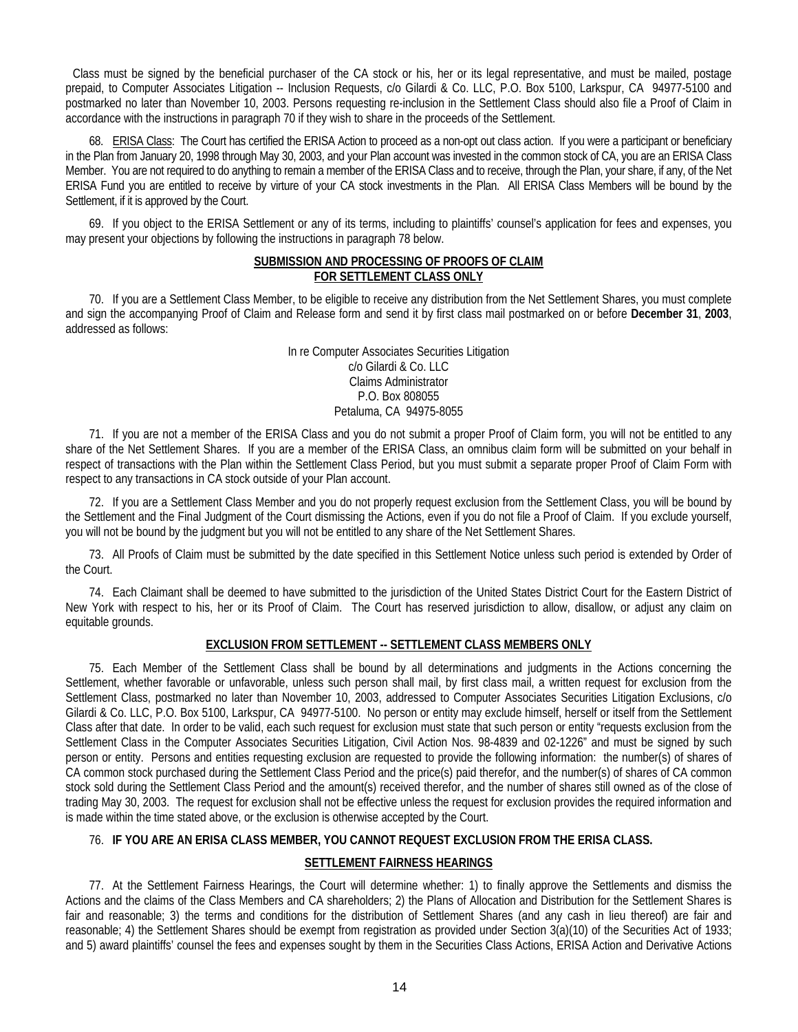Class must be signed by the beneficial purchaser of the CA stock or his, her or its legal representative, and must be mailed, postage prepaid, to Computer Associates Litigation -- Inclusion Requests, c/o Gilardi & Co. LLC, P.O. Box 5100, Larkspur, CA 94977-5100 and postmarked no later than November 10, 2003. Persons requesting re-inclusion in the Settlement Class should also file a Proof of Claim in accordance with the instructions in paragraph 70 if they wish to share in the proceeds of the Settlement.

68. ERISA Class: The Court has certified the ERISA Action to proceed as a non-opt out class action. If you were a participant or beneficiary in the Plan from January 20, 1998 through May 30, 2003, and your Plan account was invested in the common stock of CA, you are an ERISA Class Member. You are not required to do anything to remain a member of the ERISA Class and to receive, through the Plan, your share, if any, of the Net ERISA Fund you are entitled to receive by virture of your CA stock investments in the Plan. All ERISA Class Members will be bound by the Settlement, if it is approved by the Court.

69. If you object to the ERISA Settlement or any of its terms, including to plaintiffs' counsel's application for fees and expenses, you may present your objections by following the instructions in paragraph 78 below.

## SUBMISSION AND PROCESSING OF PROOFS OF CLAIM FOR SETTLEMENT CLASS ONLY

70. If you are a Settlement Class Member, to be eligible to receive any distribution from the Net Settlement Shares, you must complete and sign the accompanying Proof of Claim and Release form and send it by first class mail postmarked on or before **December 31**, **2003**, addressed as follows:

In re Computer Associates Securities Litigation
c/o Gilardi & Co. LLC
Claims Administrator
P.O. Box 808055
Petaluma, CA 94975-8055

71. If you are not a member of the ERISA Class and you do not submit a proper Proof of Claim form, you will not be entitled to any share of the Net Settlement Shares. If you are a member of the ERISA Class, an omnibus claim form will be submitted on your behalf in respect of transactions with the Plan within the Settlement Class Period, but you must submit a separate proper Proof of Claim Form with respect to any transactions in CA stock outside of your Plan account.

72. If you are a Settlement Class Member and you do not properly request exclusion from the Settlement Class, you will be bound by the Settlement and the Final Judgment of the Court dismissing the Actions, even if you do not file a Proof of Claim. If you exclude yourself, you will not be bound by the judgment but you will not be entitled to any share of the Net Settlement Shares.

73. All Proofs of Claim must be submitted by the date specified in this Settlement Notice unless such period is extended by Order of the Court.

74. Each Claimant shall be deemed to have submitted to the jurisdiction of the United States District Court for the Eastern District of New York with respect to his, her or its Proof of Claim. The Court has reserved jurisdiction to allow, disallow, or adjust any claim on equitable grounds.

## EXCLUSION FROM SETTLEMENT -- SETTLEMENT CLASS MEMBERS ONLY

75. Each Member of the Settlement Class shall be bound by all determinations and judgments in the Actions concerning the Settlement, whether favorable or unfavorable, unless such person shall mail, by first class mail, a written request for exclusion from the Settlement Class, postmarked no later than November 10, 2003, addressed to Computer Associates Securities Litigation Exclusions, c/o Gilardi & Co. LLC, P.O. Box 5100, Larkspur, CA 94977-5100. No person or entity may exclude himself, herself or itself from the Settlement Class after that date. In order to be valid, each such request for exclusion must state that such person or entity "requests exclusion from the Settlement Class in the Computer Associates Securities Litigation, Civil Action Nos. 98-4839 and 02-1226" and must be signed by such person or entity. Persons and entities requesting exclusion are requested to provide the following information: the number(s) of shares of CA common stock purchased during the Settlement Class Period and the price(s) paid therefor, and the number(s) of shares of CA common stock sold during the Settlement Class Period and the amount(s) received therefor, and the number of shares still owned as of the close of trading May 30, 2003. The request for exclusion shall not be effective unless the request for exclusion provides the required information and is made within the time stated above, or the exclusion is otherwise accepted by the Court.

76. **IF YOU ARE AN ERISA CLASS MEMBER, YOU CANNOT REQUEST EXCLUSION FROM THE ERISA CLASS.**

## SETTLEMENT FAIRNESS HEARINGS

77. At the Settlement Fairness Hearings, the Court will determine whether: 1) to finally approve the Settlements and dismiss the Actions and the claims of the Class Members and CA shareholders; 2) the Plans of Allocation and Distribution for the Settlement Shares is fair and reasonable; 3) the terms and conditions for the distribution of Settlement Shares (and any cash in lieu thereof) are fair and reasonable; 4) the Settlement Shares should be exempt from registration as provided under Section 3(a)(10) of the Securities Act of 1933; and 5) award plaintiffs' counsel the fees and expenses sought by them in the Securities Class Actions, ERISA Action and Derivative Actions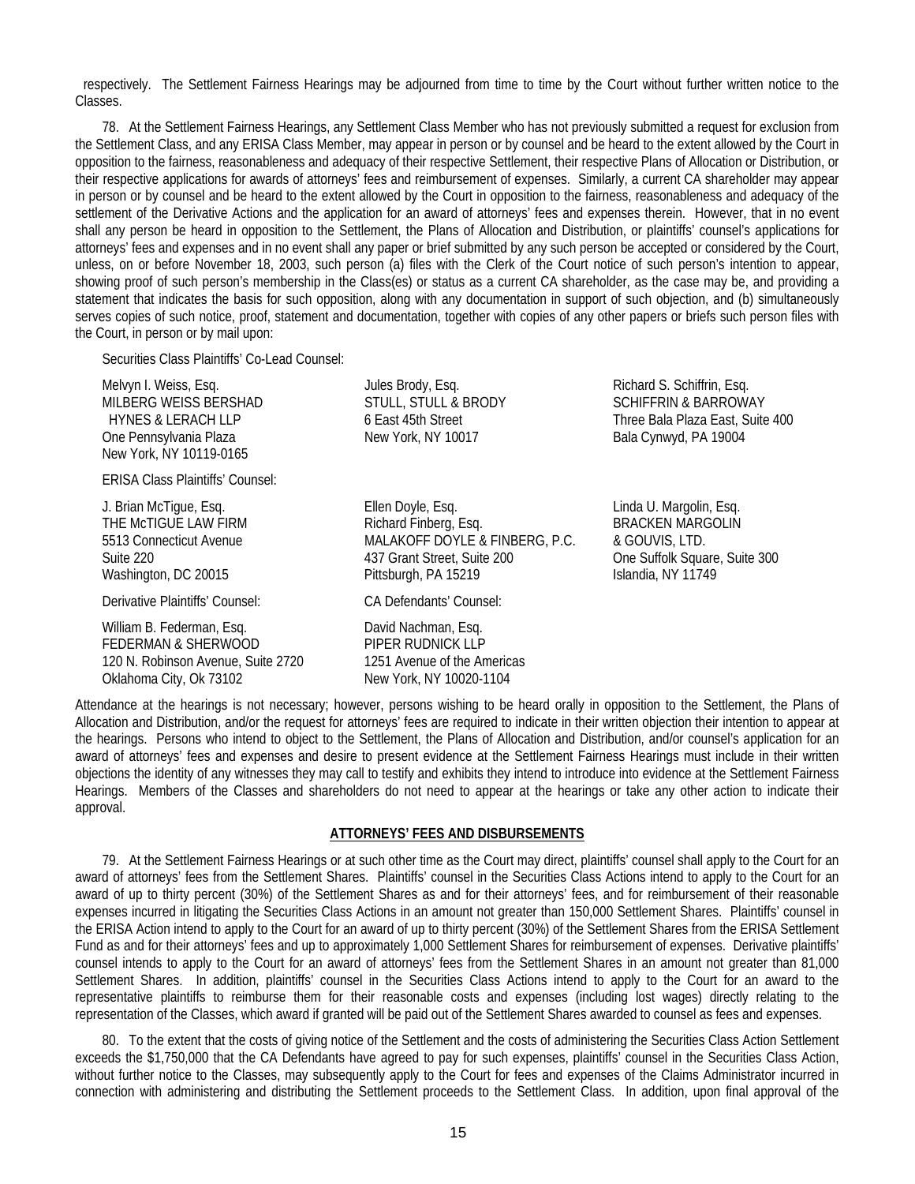respectively. The Settlement Fairness Hearings may be adjourned from time to time by the Court without further written notice to the Classes.

78. At the Settlement Fairness Hearings, any Settlement Class Member who has not previously submitted a request for exclusion from the Settlement Class, and any ERISA Class Member, may appear in person or by counsel and be heard to the extent allowed by the Court in opposition to the fairness, reasonableness and adequacy of their respective Settlement, their respective Plans of Allocation or Distribution, or their respective applications for awards of attorneys' fees and reimbursement of expenses. Similarly, a current CA shareholder may appear in person or by counsel and be heard to the extent allowed by the Court in opposition to the fairness, reasonableness and adequacy of the settlement of the Derivative Actions and the application for an award of attorneys' fees and expenses therein. However, that in no event shall any person be heard in opposition to the Settlement, the Plans of Allocation and Distribution, or plaintiffs' counsel's applications for attorneys' fees and expenses and in no event shall any paper or brief submitted by any such person be accepted or considered by the Court, unless, on or before November 18, 2003, such person (a) files with the Clerk of the Court notice of such person's intention to appear, showing proof of such person's membership in the Class(es) or status as a current CA shareholder, as the case may be, and providing a statement that indicates the basis for such opposition, along with any documentation in support of such objection, and (b) simultaneously serves copies of such notice, proof, statement and documentation, together with copies of any other papers or briefs such person files with the Court, in person or by mail upon:

Securities Class Plaintiffs' Co-Lead Counsel:

Melvyn I. Weiss, Esq.
MILBERG WEISS BERSHAD HYNES & LERACH LLP
One Pennsylvania Plaza
New York, NY 10119-0165

Jules Brody, Esq.
STULL, STULL & BRODY
6 East 45th Street
New York, NY 10017

Richard S. Schiffrin, Esq.
SCHIFFRIN & BARROWAY
Three Bala Plaza East, Suite 400
Bala Cynwyd, PA 19004

ERISA Class Plaintiffs' Counsel:

J. Brian McTigue, Esq.
THE McTIGUE LAW FIRM
5513 Connecticut Avenue
Suite 220
Washington, DC 20015

Ellen Doyle, Esq.
Richard Finberg, Esq.
MALAKOFF DOYLE & FINBERG, P.C.
437 Grant Street, Suite 200
Pittsburgh, PA 15219

Linda U. Margolin, Esq.
BRACKEN MARGOLIN & GOUVIS, LTD.
One Suffolk Square, Suite 300
Islandia, NY 11749

Derivative Plaintiffs' Counsel:

William B. Federman, Esq.
FEDERMAN & SHERWOOD
120 N. Robinson Avenue, Suite 2720
Oklahoma City, Ok 73102

CA Defendants' Counsel:

David Nachman, Esq.
PIPER RUDNICK LLP
1251 Avenue of the Americas
New York, NY 10020-1104

Attendance at the hearings is not necessary; however, persons wishing to be heard orally in opposition to the Settlement, the Plans of Allocation and Distribution, and/or the request for attorneys' fees are required to indicate in their written objection their intention to appear at the hearings. Persons who intend to object to the Settlement, the Plans of Allocation and Distribution, and/or counsel's application for an award of attorneys' fees and expenses and desire to present evidence at the Settlement Fairness Hearings must include in their written objections the identity of any witnesses they may call to testify and exhibits they intend to introduce into evidence at the Settlement Fairness Hearings. Members of the Classes and shareholders do not need to appear at the hearings or take any other action to indicate their approval.

## ATTORNEYS' FEES AND DISBURSEMENTS

79. At the Settlement Fairness Hearings or at such other time as the Court may direct, plaintiffs' counsel shall apply to the Court for an award of attorneys' fees from the Settlement Shares. Plaintiffs' counsel in the Securities Class Actions intend to apply to the Court for an award of up to thirty percent (30%) of the Settlement Shares as and for their attorneys' fees, and for reimbursement of their reasonable expenses incurred in litigating the Securities Class Actions in an amount not greater than 150,000 Settlement Shares. Plaintiffs' counsel in the ERISA Action intend to apply to the Court for an award of up to thirty percent (30%) of the Settlement Shares from the ERISA Settlement Fund as and for their attorneys' fees and up to approximately 1,000 Settlement Shares for reimbursement of expenses. Derivative plaintiffs' counsel intends to apply to the Court for an award of attorneys' fees from the Settlement Shares in an amount not greater than 81,000 Settlement Shares. In addition, plaintiffs' counsel in the Securities Class Actions intend to apply to the Court for an award to the representative plaintiffs to reimburse them for their reasonable costs and expenses (including lost wages) directly relating to the representation of the Classes, which award if granted will be paid out of the Settlement Shares awarded to counsel as fees and expenses.

80. To the extent that the costs of giving notice of the Settlement and the costs of administering the Securities Class Action Settlement exceeds the $1,750,000 that the CA Defendants have agreed to pay for such expenses, plaintiffs' counsel in the Securities Class Action, without further notice to the Classes, may subsequently apply to the Court for fees and expenses of the Claims Administrator incurred in connection with administering and distributing the Settlement proceeds to the Settlement Class. In addition, upon final approval of the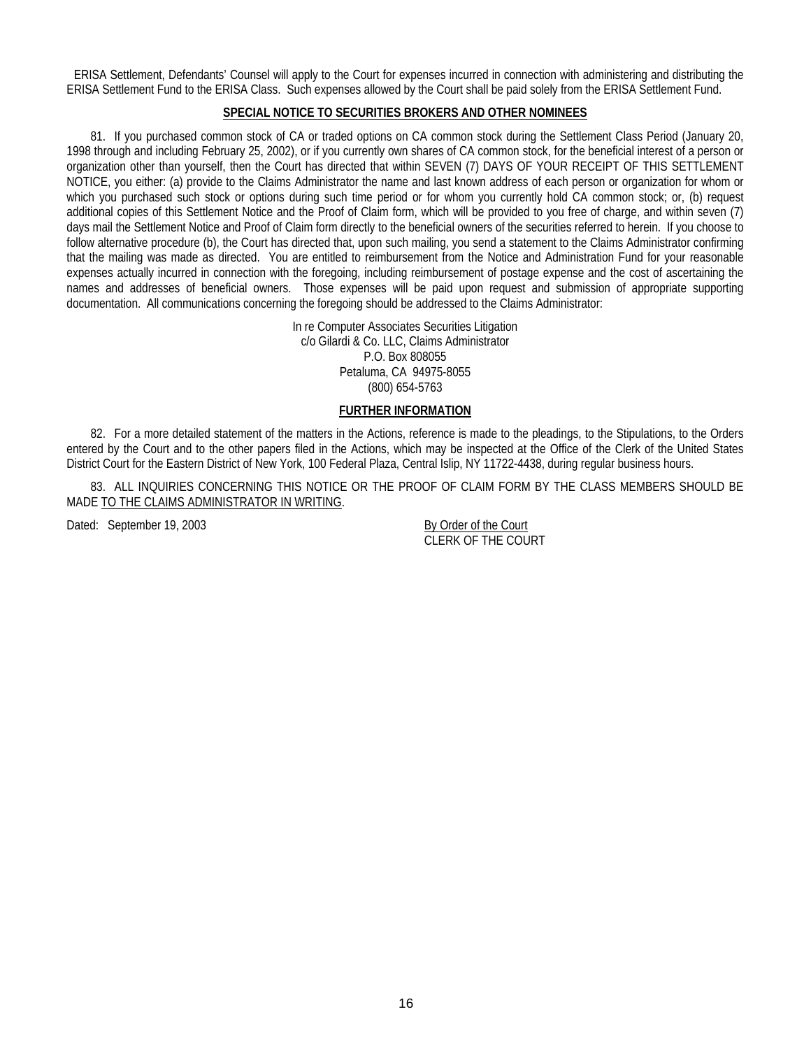ERISA Settlement, Defendants' Counsel will apply to the Court for expenses incurred in connection with administering and distributing the ERISA Settlement Fund to the ERISA Class. Such expenses allowed by the Court shall be paid solely from the ERISA Settlement Fund.

**SPECIAL NOTICE TO SECURITIES BROKERS AND OTHER NOMINEES**

81. If you purchased common stock of CA or traded options on CA common stock during the Settlement Class Period (January 20, 1998 through and including February 25, 2002), or if you currently own shares of CA common stock, for the beneficial interest of a person or organization other than yourself, then the Court has directed that within SEVEN (7) DAYS OF YOUR RECEIPT OF THIS SETTLEMENT NOTICE, you either: (a) provide to the Claims Administrator the name and last known address of each person or organization for whom or which you purchased such stock or options during such time period or for whom you currently hold CA common stock; or, (b) request additional copies of this Settlement Notice and the Proof of Claim form, which will be provided to you free of charge, and within seven (7) days mail the Settlement Notice and Proof of Claim form directly to the beneficial owners of the securities referred to herein. If you choose to follow alternative procedure (b), the Court has directed that, upon such mailing, you send a statement to the Claims Administrator confirming that the mailing was made as directed. You are entitled to reimbursement from the Notice and Administration Fund for your reasonable expenses actually incurred in connection with the foregoing, including reimbursement of postage expense and the cost of ascertaining the names and addresses of beneficial owners. Those expenses will be paid upon request and submission of appropriate supporting documentation. All communications concerning the foregoing should be addressed to the Claims Administrator:

In re Computer Associates Securities Litigation
c/o Gilardi & Co. LLC, Claims Administrator
P.O. Box 808055
Petaluma, CA 94975-8055
(800) 654-5763

**FURTHER INFORMATION**

82. For a more detailed statement of the matters in the Actions, reference is made to the pleadings, to the Stipulations, to the Orders entered by the Court and to the other papers filed in the Actions, which may be inspected at the Office of the Clerk of the United States District Court for the Eastern District of New York, 100 Federal Plaza, Central Islip, NY 11722-4438, during regular business hours.

83. ALL INQUIRIES CONCERNING THIS NOTICE OR THE PROOF OF CLAIM FORM BY THE CLASS MEMBERS SHOULD BE MADE TO THE CLAIMS ADMINISTRATOR IN WRITING.

Dated: September 19, 2003

By Order of the Court
CLERK OF THE COURT